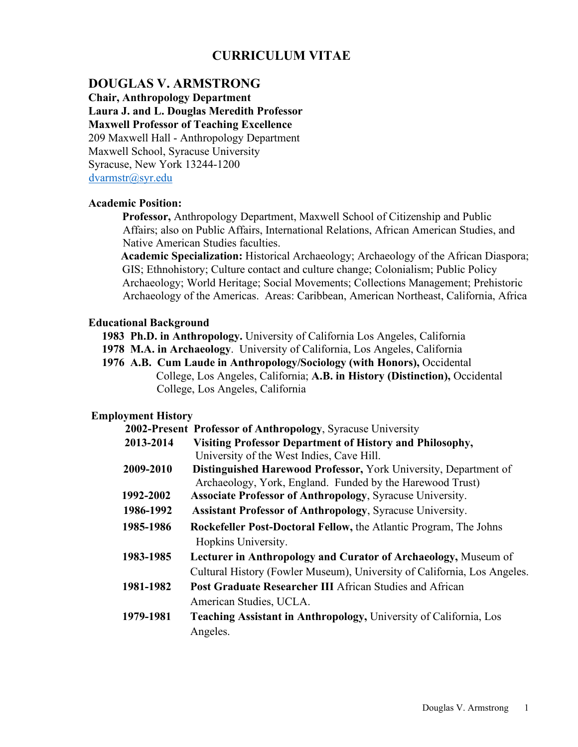# CURRICULUM VITAE

## DOUGLAS V. ARMSTRONG

**Chair, Anthropology Department**
**Laura J. and L. Douglas Meredith Professor**
**Maxwell Professor of Teaching Excellence**
209 Maxwell Hall - Anthropology Department
Maxwell School, Syracuse University
Syracuse, New York 13244-1200
dvarmstr@syr.edu

### Academic Position:

**Professor,** Anthropology Department, Maxwell School of Citizenship and Public Affairs; also on Public Affairs, International Relations, African American Studies, and Native American Studies faculties.

**Academic Specialization:** Historical Archaeology; Archaeology of the African Diaspora; GIS; Ethnohistory; Culture contact and culture change; Colonialism; Public Policy Archaeology; World Heritage; Social Movements; Collections Management; Prehistoric Archaeology of the Americas. Areas: Caribbean, American Northeast, California, Africa

### Educational Background

- **1983 Ph.D. in Anthropology.** University of California Los Angeles, California
- **1978 M.A. in Archaeology**. University of California, Los Angeles, California
- **1976 A.B. Cum Laude in Anthropology/Sociology (with Honors),** Occidental College, Los Angeles, California; **A.B. in History (Distinction),** Occidental College, Los Angeles, California

### Employment History

| | |
|---|---|
| **2002-Present** | **Professor of Anthropology**, Syracuse University |
| **2013-2014** | **Visiting Professor Department of History and Philosophy,** University of the West Indies, Cave Hill. |
| **2009-2010** | **Distinguished Harewood Professor,** York University, Department of Archaeology, York, England. Funded by the Harewood Trust) |
| **1992-2002** | **Associate Professor of Anthropology**, Syracuse University. |
| **1986-1992** | **Assistant Professor of Anthropology**, Syracuse University. |
| **1985-1986** | **Rockefeller Post-Doctoral Fellow,** the Atlantic Program, The Johns Hopkins University. |
| **1983-1985** | **Lecturer in Anthropology and Curator of Archaeology,** Museum of Cultural History (Fowler Museum), University of California, Los Angeles. |
| **1981-1982** | **Post Graduate Researcher III** African Studies and African American Studies, UCLA. |
| **1979-1981** | **Teaching Assistant in Anthropology,** University of California, Los Angeles. |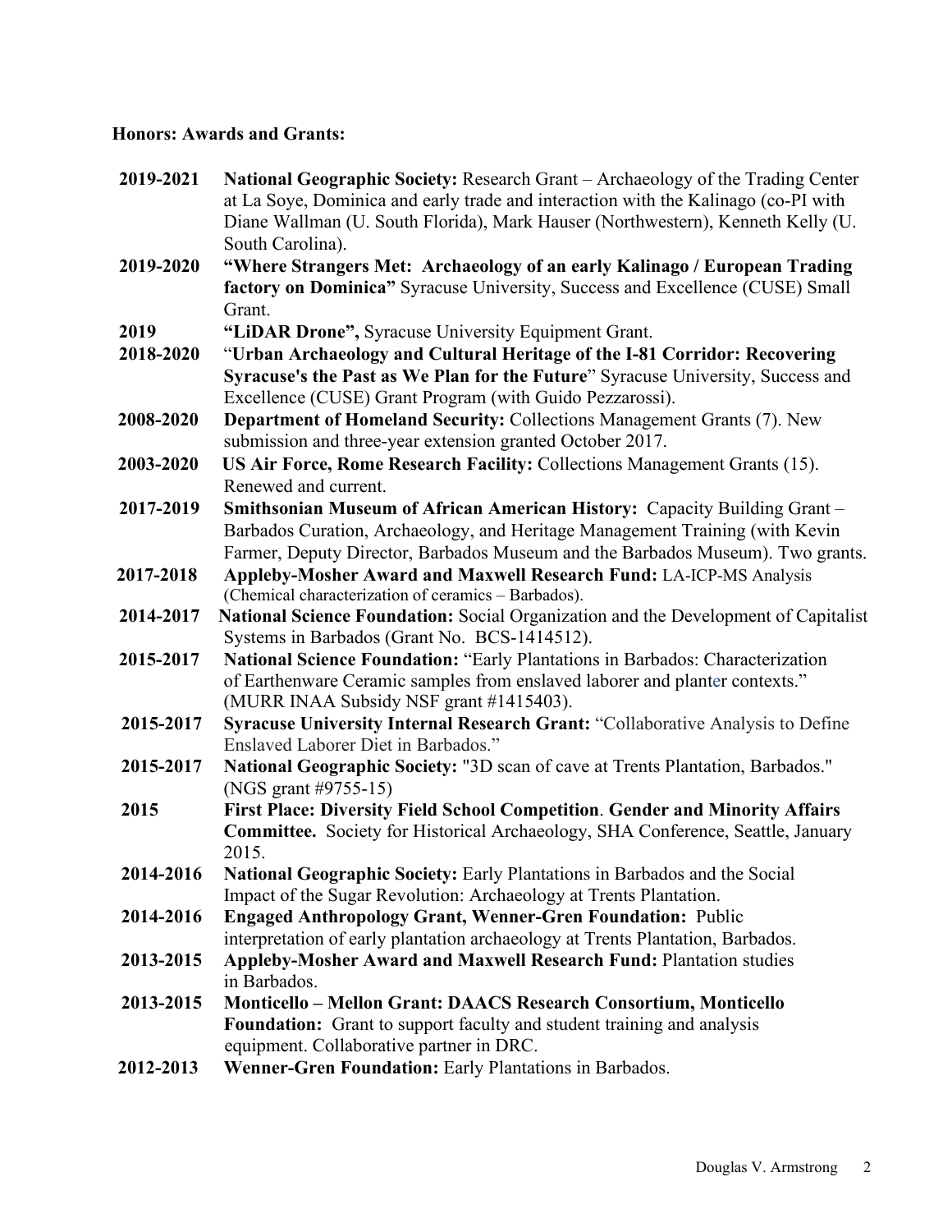**Honors: Awards and Grants:**

**2019-2021** **National Geographic Society:** Research Grant – Archaeology of the Trading Center at La Soye, Dominica and early trade and interaction with the Kalinago (co-PI with Diane Wallman (U. South Florida), Mark Hauser (Northwestern), Kenneth Kelly (U. South Carolina).

**2019-2020** **"Where Strangers Met: Archaeology of an early Kalinago / European Trading factory on Dominica"** Syracuse University, Success and Excellence (CUSE) Small Grant.

**2019** **"LiDAR Drone",** Syracuse University Equipment Grant.

**2018-2020** "**Urban Archaeology and Cultural Heritage of the I-81 Corridor: Recovering Syracuse's the Past as We Plan for the Future**" Syracuse University, Success and Excellence (CUSE) Grant Program (with Guido Pezzarossi).

**2008-2020** **Department of Homeland Security:** Collections Management Grants (7). New submission and three-year extension granted October 2017.

**2003-2020** **US Air Force, Rome Research Facility:** Collections Management Grants (15). Renewed and current.

**2017-2019** **Smithsonian Museum of African American History:** Capacity Building Grant – Barbados Curation, Archaeology, and Heritage Management Training (with Kevin Farmer, Deputy Director, Barbados Museum and the Barbados Museum). Two grants.

**2017-2018** **Appleby-Mosher Award and Maxwell Research Fund:** LA-ICP-MS Analysis (Chemical characterization of ceramics – Barbados).

**2014-2017** **National Science Foundation:** Social Organization and the Development of Capitalist Systems in Barbados (Grant No. BCS-1414512).

**2015-2017** **National Science Foundation:** "Early Plantations in Barbados: Characterization of Earthenware Ceramic samples from enslaved laborer and planter contexts." (MURR INAA Subsidy NSF grant #1415403).

**2015-2017** **Syracuse University Internal Research Grant:** "Collaborative Analysis to Define Enslaved Laborer Diet in Barbados."

**2015-2017** **National Geographic Society:** "3D scan of cave at Trents Plantation, Barbados." (NGS grant #9755-15)

**2015** **First Place: Diversity Field School Competition**. **Gender and Minority Affairs Committee.** Society for Historical Archaeology, SHA Conference, Seattle, January 2015.

**2014-2016** **National Geographic Society:** Early Plantations in Barbados and the Social Impact of the Sugar Revolution: Archaeology at Trents Plantation.

**2014-2016** **Engaged Anthropology Grant, Wenner-Gren Foundation:** Public interpretation of early plantation archaeology at Trents Plantation, Barbados.

**2013-2015** **Appleby-Mosher Award and Maxwell Research Fund:** Plantation studies in Barbados.

**2013-2015** **Monticello – Mellon Grant: DAACS Research Consortium, Monticello Foundation:** Grant to support faculty and student training and analysis equipment. Collaborative partner in DRC.

**2012-2013** **Wenner-Gren Foundation:** Early Plantations in Barbados.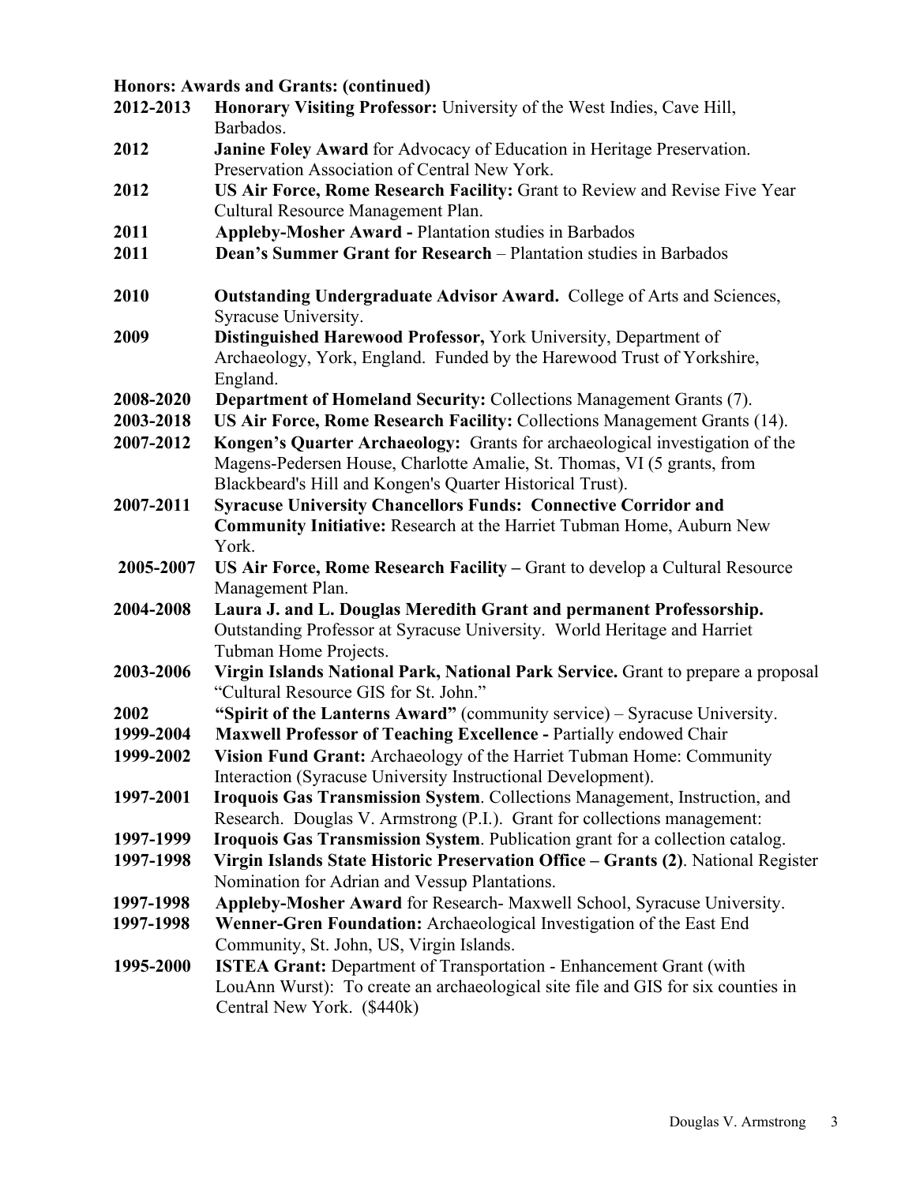**Honors: Awards and Grants: (continued)**

**2012-2013** **Honorary Visiting Professor:** University of the West Indies, Cave Hill, Barbados.

**2012** **Janine Foley Award** for Advocacy of Education in Heritage Preservation. Preservation Association of Central New York.

**2012** **US Air Force, Rome Research Facility:** Grant to Review and Revise Five Year Cultural Resource Management Plan.

**2011** **Appleby-Mosher Award -** Plantation studies in Barbados

**2011** **Dean's Summer Grant for Research** – Plantation studies in Barbados

**2010** **Outstanding Undergraduate Advisor Award.** College of Arts and Sciences, Syracuse University.

**2009** **Distinguished Harewood Professor,** York University, Department of Archaeology, York, England. Funded by the Harewood Trust of Yorkshire, England.

**2008-2020** **Department of Homeland Security:** Collections Management Grants (7).

**2003-2018** **US Air Force, Rome Research Facility:** Collections Management Grants (14).

**2007-2012** **Kongen's Quarter Archaeology:** Grants for archaeological investigation of the Magens-Pedersen House, Charlotte Amalie, St. Thomas, VI (5 grants, from Blackbeard's Hill and Kongen's Quarter Historical Trust).

**2007-2011** **Syracuse University Chancellors Funds: Connective Corridor and Community Initiative:** Research at the Harriet Tubman Home, Auburn New York.

**2005-2007** **US Air Force, Rome Research Facility –** Grant to develop a Cultural Resource Management Plan.

**2004-2008** **Laura J. and L. Douglas Meredith Grant and permanent Professorship.** Outstanding Professor at Syracuse University. World Heritage and Harriet Tubman Home Projects.

**2003-2006** **Virgin Islands National Park, National Park Service.** Grant to prepare a proposal "Cultural Resource GIS for St. John."

**2002** **"Spirit of the Lanterns Award"** (community service) – Syracuse University.

**1999-2004** **Maxwell Professor of Teaching Excellence -** Partially endowed Chair

**1999-2002** **Vision Fund Grant:** Archaeology of the Harriet Tubman Home: Community Interaction (Syracuse University Instructional Development).

**1997-2001** **Iroquois Gas Transmission System**. Collections Management, Instruction, and Research. Douglas V. Armstrong (P.I.). Grant for collections management:

**1997-1999** **Iroquois Gas Transmission System**. Publication grant for a collection catalog.

**1997-1998** **Virgin Islands State Historic Preservation Office – Grants (2)**. National Register Nomination for Adrian and Vessup Plantations.

**1997-1998** **Appleby-Mosher Award** for Research- Maxwell School, Syracuse University.

**1997-1998** **Wenner-Gren Foundation:** Archaeological Investigation of the East End Community, St. John, US, Virgin Islands.

**1995-2000** **ISTEA Grant:** Department of Transportation - Enhancement Grant (with LouAnn Wurst): To create an archaeological site file and GIS for six counties in Central New York. ($440k)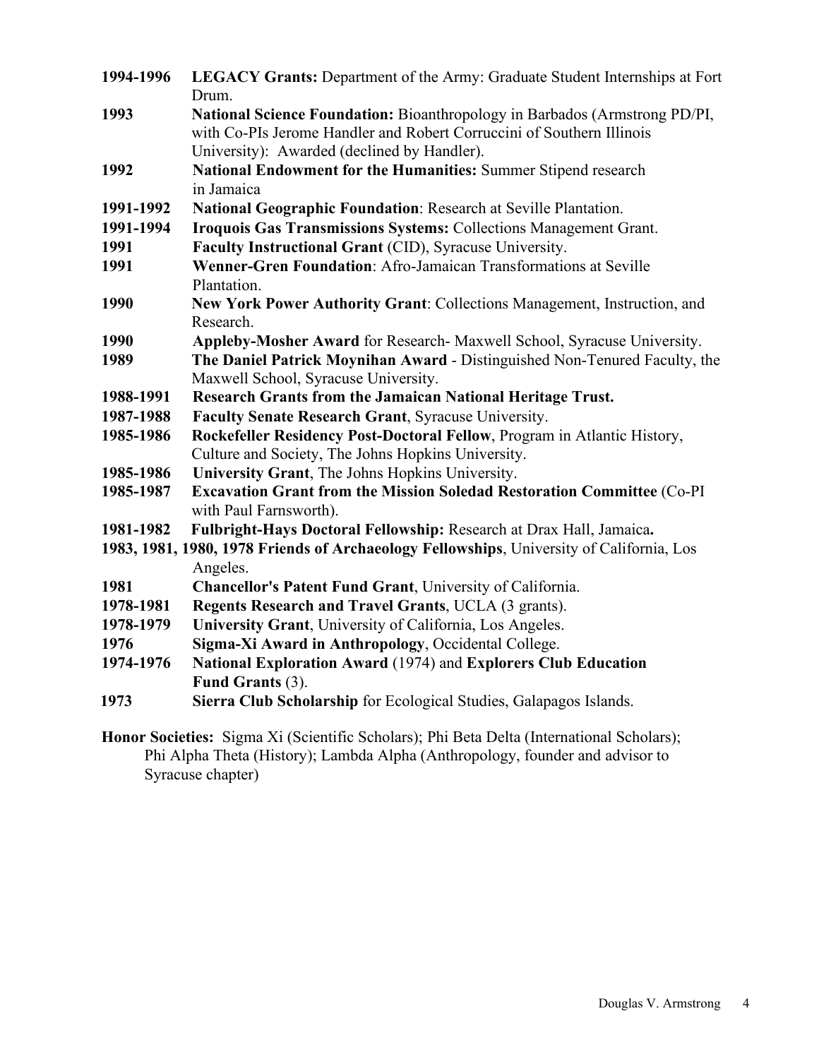**1994-1996** **LEGACY Grants:** Department of the Army: Graduate Student Internships at Fort Drum.

**1993** **National Science Foundation:** Bioanthropology in Barbados (Armstrong PD/PI, with Co-PIs Jerome Handler and Robert Corruccini of Southern Illinois University): Awarded (declined by Handler).

**1992** **National Endowment for the Humanities:** Summer Stipend research in Jamaica

**1991-1992** **National Geographic Foundation**: Research at Seville Plantation.

**1991-1994** **Iroquois Gas Transmissions Systems:** Collections Management Grant.

**1991** **Faculty Instructional Grant** (CID), Syracuse University.

**1991** **Wenner-Gren Foundation**: Afro-Jamaican Transformations at Seville Plantation.

**1990** **New York Power Authority Grant**: Collections Management, Instruction, and Research.

**1990** **Appleby-Mosher Award** for Research- Maxwell School, Syracuse University.

**1989** **The Daniel Patrick Moynihan Award** - Distinguished Non-Tenured Faculty, the Maxwell School, Syracuse University.

**1988-1991** **Research Grants from the Jamaican National Heritage Trust.**

**1987-1988** **Faculty Senate Research Grant**, Syracuse University.

**1985-1986** **Rockefeller Residency Post-Doctoral Fellow**, Program in Atlantic History, Culture and Society, The Johns Hopkins University.

**1985-1986** **University Grant**, The Johns Hopkins University.

**1985-1987** **Excavation Grant from the Mission Soledad Restoration Committee** (Co-PI with Paul Farnsworth).

**1981-1982** **Fulbright-Hays Doctoral Fellowship:** Research at Drax Hall, Jamaica**.**

**1983, 1981, 1980, 1978 Friends of Archaeology Fellowships**, University of California, Los Angeles.

**1981** **Chancellor's Patent Fund Grant**, University of California.

**1978-1981** **Regents Research and Travel Grants**, UCLA (3 grants).

**1978-1979** **University Grant**, University of California, Los Angeles.

**1976** **Sigma-Xi Award in Anthropology**, Occidental College.

**1974-1976** **National Exploration Award** (1974) and **Explorers Club Education Fund Grants** (3).

**1973** **Sierra Club Scholarship** for Ecological Studies, Galapagos Islands.

**Honor Societies:** Sigma Xi (Scientific Scholars); Phi Beta Delta (International Scholars); Phi Alpha Theta (History); Lambda Alpha (Anthropology, founder and advisor to Syracuse chapter)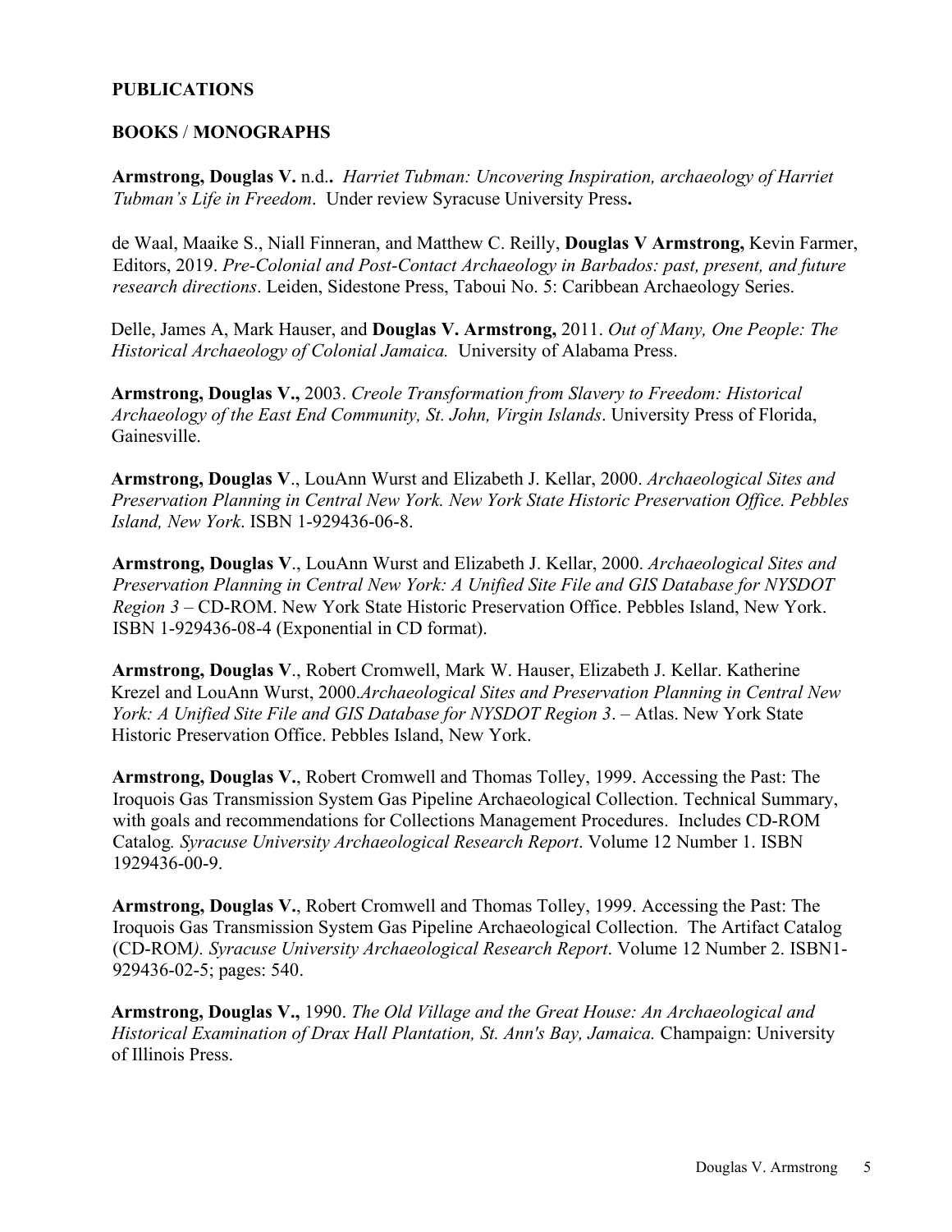## PUBLICATIONS

### BOOKS / MONOGRAPHS

**Armstrong, Douglas V.** n.d.. *Harriet Tubman: Uncovering Inspiration, archaeology of Harriet Tubman's Life in Freedom*. Under review Syracuse University Press**.**

de Waal, Maaike S., Niall Finneran, and Matthew C. Reilly, **Douglas V Armstrong,** Kevin Farmer, Editors, 2019. *Pre-Colonial and Post-Contact Archaeology in Barbados: past, present, and future research directions*. Leiden, Sidestone Press, Taboui No. 5: Caribbean Archaeology Series.

Delle, James A, Mark Hauser, and **Douglas V. Armstrong,** 2011. *Out of Many, One People: The Historical Archaeology of Colonial Jamaica.* University of Alabama Press.

**Armstrong, Douglas V.,** 2003. *Creole Transformation from Slavery to Freedom: Historical Archaeology of the East End Community, St. John, Virgin Islands*. University Press of Florida, Gainesville.

**Armstrong, Douglas V**., LouAnn Wurst and Elizabeth J. Kellar, 2000. *Archaeological Sites and Preservation Planning in Central New York. New York State Historic Preservation Office. Pebbles Island, New York*. ISBN 1-929436-06-8.

**Armstrong, Douglas V**., LouAnn Wurst and Elizabeth J. Kellar, 2000. *Archaeological Sites and Preservation Planning in Central New York: A Unified Site File and GIS Database for NYSDOT Region 3* – CD-ROM. New York State Historic Preservation Office. Pebbles Island, New York. ISBN 1-929436-08-4 (Exponential in CD format).

**Armstrong, Douglas V**., Robert Cromwell, Mark W. Hauser, Elizabeth J. Kellar. Katherine Krezel and LouAnn Wurst, 2000.*Archaeological Sites and Preservation Planning in Central New York: A Unified Site File and GIS Database for NYSDOT Region 3*. – Atlas. New York State Historic Preservation Office. Pebbles Island, New York.

**Armstrong, Douglas V.**, Robert Cromwell and Thomas Tolley, 1999. Accessing the Past: The Iroquois Gas Transmission System Gas Pipeline Archaeological Collection. Technical Summary, with goals and recommendations for Collections Management Procedures. Includes CD-ROM Catalog*. Syracuse University Archaeological Research Report*. Volume 12 Number 1. ISBN 1929436-00-9.

**Armstrong, Douglas V.**, Robert Cromwell and Thomas Tolley, 1999. Accessing the Past: The Iroquois Gas Transmission System Gas Pipeline Archaeological Collection. The Artifact Catalog (CD-ROM*). Syracuse University Archaeological Research Report*. Volume 12 Number 2. ISBN1-929436-02-5; pages: 540.

**Armstrong, Douglas V.,** 1990. *The Old Village and the Great House: An Archaeological and Historical Examination of Drax Hall Plantation, St. Ann's Bay, Jamaica.* Champaign: University of Illinois Press.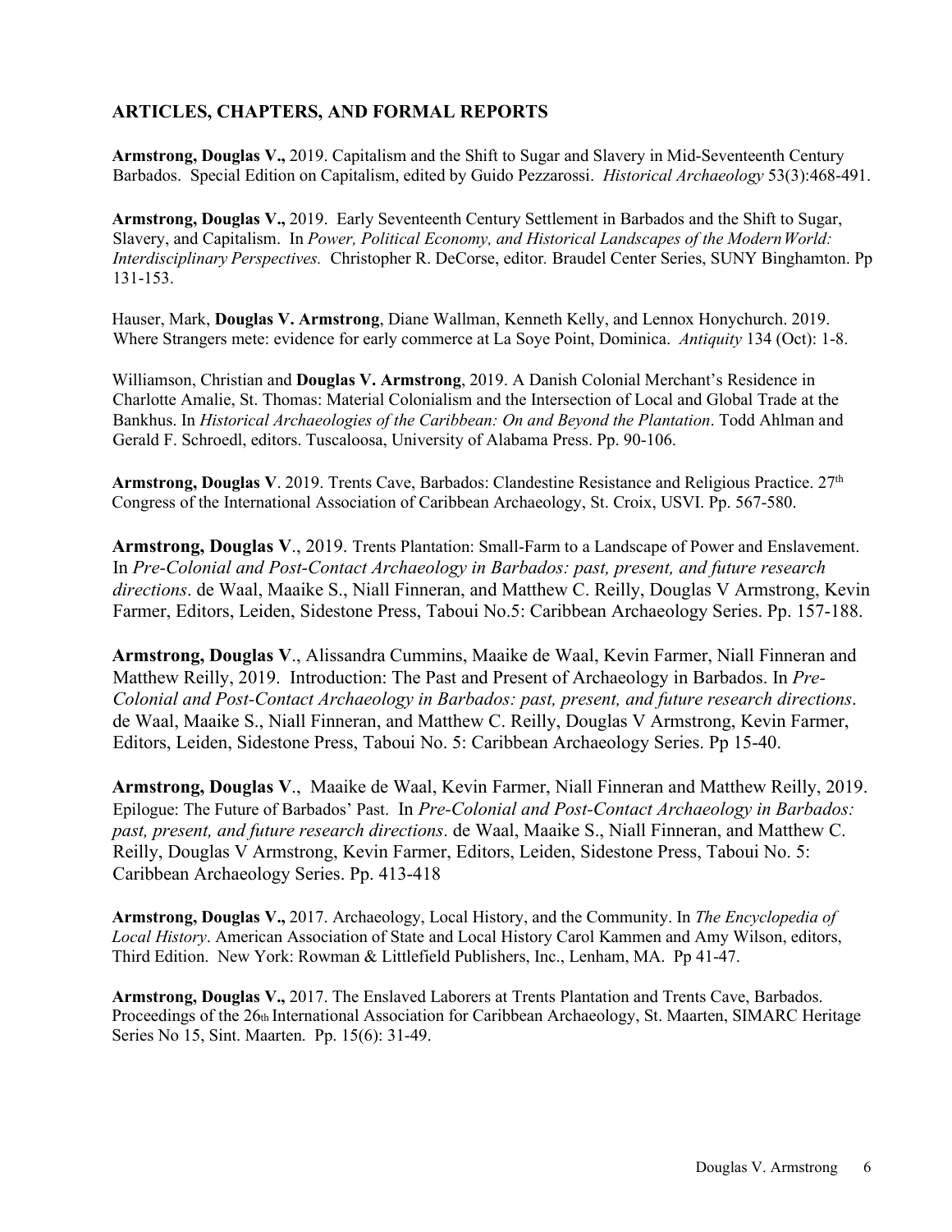## ARTICLES, CHAPTERS, AND FORMAL REPORTS

**Armstrong, Douglas V.,** 2019. Capitalism and the Shift to Sugar and Slavery in Mid-Seventeenth Century Barbados. Special Edition on Capitalism, edited by Guido Pezzarossi. *Historical Archaeology* 53(3):468-491.

**Armstrong, Douglas V.,** 2019. Early Seventeenth Century Settlement in Barbados and the Shift to Sugar, Slavery, and Capitalism. In *Power, Political Economy, and Historical Landscapes of the Modern World: Interdisciplinary Perspectives.* Christopher R. DeCorse, editor. Braudel Center Series, SUNY Binghamton. Pp 131-153.

Hauser, Mark, **Douglas V. Armstrong**, Diane Wallman, Kenneth Kelly, and Lennox Honychurch. 2019. Where Strangers mete: evidence for early commerce at La Soye Point, Dominica. *Antiquity* 134 (Oct): 1-8.

Williamson, Christian and **Douglas V. Armstrong**, 2019. A Danish Colonial Merchant's Residence in Charlotte Amalie, St. Thomas: Material Colonialism and the Intersection of Local and Global Trade at the Bankhus. In *Historical Archaeologies of the Caribbean: On and Beyond the Plantation*. Todd Ahlman and Gerald F. Schroedl, editors. Tuscaloosa, University of Alabama Press. Pp. 90-106.

**Armstrong, Douglas V**. 2019. Trents Cave, Barbados: Clandestine Resistance and Religious Practice. 27th Congress of the International Association of Caribbean Archaeology, St. Croix, USVI. Pp. 567-580.

**Armstrong, Douglas V**., 2019. Trents Plantation: Small-Farm to a Landscape of Power and Enslavement. In *Pre-Colonial and Post-Contact Archaeology in Barbados: past, present, and future research directions*. de Waal, Maaike S., Niall Finneran, and Matthew C. Reilly, Douglas V Armstrong, Kevin Farmer, Editors, Leiden, Sidestone Press, Taboui No.5: Caribbean Archaeology Series. Pp. 157-188.

**Armstrong, Douglas V**., Alissandra Cummins, Maaike de Waal, Kevin Farmer, Niall Finneran and Matthew Reilly, 2019. Introduction: The Past and Present of Archaeology in Barbados. In *Pre-Colonial and Post-Contact Archaeology in Barbados: past, present, and future research directions*. de Waal, Maaike S., Niall Finneran, and Matthew C. Reilly, Douglas V Armstrong, Kevin Farmer, Editors, Leiden, Sidestone Press, Taboui No. 5: Caribbean Archaeology Series. Pp 15-40.

**Armstrong, Douglas V**., Maaike de Waal, Kevin Farmer, Niall Finneran and Matthew Reilly, 2019. Epilogue: The Future of Barbados' Past. In *Pre-Colonial and Post-Contact Archaeology in Barbados: past, present, and future research directions*. de Waal, Maaike S., Niall Finneran, and Matthew C. Reilly, Douglas V Armstrong, Kevin Farmer, Editors, Leiden, Sidestone Press, Taboui No. 5: Caribbean Archaeology Series. Pp. 413-418

**Armstrong, Douglas V.,** 2017. Archaeology, Local History, and the Community. In *The Encyclopedia of Local History*. American Association of State and Local History Carol Kammen and Amy Wilson, editors, Third Edition. New York: Rowman & Littlefield Publishers, Inc., Lenham, MA. Pp 41-47.

**Armstrong, Douglas V.,** 2017. The Enslaved Laborers at Trents Plantation and Trents Cave, Barbados. Proceedings of the 26th International Association for Caribbean Archaeology, St. Maarten, SIMARC Heritage Series No 15, Sint. Maarten. Pp. 15(6): 31-49.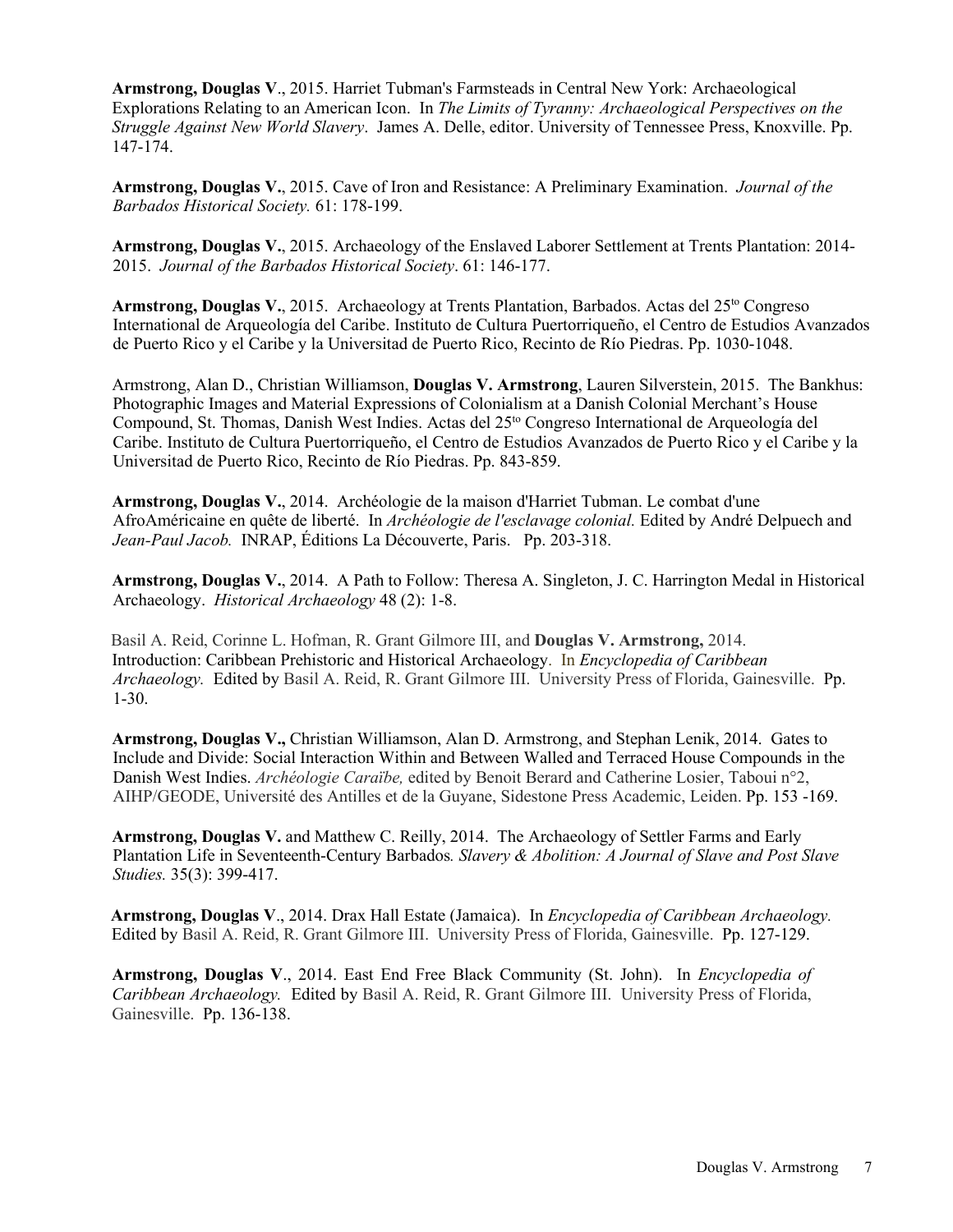**Armstrong, Douglas V**., 2015. Harriet Tubman's Farmsteads in Central New York: Archaeological Explorations Relating to an American Icon. In *The Limits of Tyranny: Archaeological Perspectives on the Struggle Against New World Slavery*. James A. Delle, editor. University of Tennessee Press, Knoxville. Pp. 147-174.

**Armstrong, Douglas V.**, 2015. Cave of Iron and Resistance: A Preliminary Examination. *Journal of the Barbados Historical Society.* 61: 178-199.

**Armstrong, Douglas V.**, 2015. Archaeology of the Enslaved Laborer Settlement at Trents Plantation: 2014-2015. *Journal of the Barbados Historical Society*. 61: 146-177.

**Armstrong, Douglas V.**, 2015. Archaeology at Trents Plantation, Barbados. Actas del 25[to] Congreso International de Arqueología del Caribe. Instituto de Cultura Puertorriqueño, el Centro de Estudios Avanzados de Puerto Rico y el Caribe y la Universidad de Puerto Rico, Recinto de Río Piedras. Pp. 1030-1048.

Armstrong, Alan D., Christian Williamson, **Douglas V. Armstrong**, Lauren Silverstein, 2015. The Bankhus: Photographic Images and Material Expressions of Colonialism at a Danish Colonial Merchant's House Compound, St. Thomas, Danish West Indies. Actas del 25[to] Congreso International de Arqueología del Caribe. Instituto de Cultura Puertorriqueño, el Centro de Estudios Avanzados de Puerto Rico y el Caribe y la Universidad de Puerto Rico, Recinto de Río Piedras. Pp. 843-859.

**Armstrong, Douglas V.**, 2014. Archéologie de la maison d'Harriet Tubman. Le combat d'une AfroAméricaine en quête de liberté. In *Archéologie de l'esclavage colonial.* Edited by André Delpuech and *Jean-Paul Jacob.* INRAP, Éditions La Découverte, Paris. Pp. 203-318.

**Armstrong, Douglas V.**, 2014. A Path to Follow: Theresa A. Singleton, J. C. Harrington Medal in Historical Archaeology. *Historical Archaeology* 48 (2): 1-8.

Basil A. Reid, Corinne L. Hofman, R. Grant Gilmore III, and **Douglas V. Armstrong,** 2014. Introduction: Caribbean Prehistoric and Historical Archaeology. In *Encyclopedia of Caribbean Archaeology.* Edited by Basil A. Reid, R. Grant Gilmore III. University Press of Florida, Gainesville. Pp. 1-30.

**Armstrong, Douglas V.,** Christian Williamson, Alan D. Armstrong, and Stephan Lenik, 2014. Gates to Include and Divide: Social Interaction Within and Between Walled and Terraced House Compounds in the Danish West Indies. *Archéologie Caraïbe,* edited by Benoit Berard and Catherine Losier, Taboui n°2, AIHP/GEODE, Université des Antilles et de la Guyane, Sidestone Press Academic, Leiden. Pp. 153 -169.

**Armstrong, Douglas V.** and Matthew C. Reilly, 2014. The Archaeology of Settler Farms and Early Plantation Life in Seventeenth-Century Barbados*. Slavery & Abolition: A Journal of Slave and Post Slave Studies.* 35(3): 399-417.

**Armstrong, Douglas V**., 2014. Drax Hall Estate (Jamaica). In *Encyclopedia of Caribbean Archaeology.* Edited by Basil A. Reid, R. Grant Gilmore III. University Press of Florida, Gainesville. Pp. 127-129.

**Armstrong, Douglas V**., 2014. East End Free Black Community (St. John). In *Encyclopedia of Caribbean Archaeology.* Edited by Basil A. Reid, R. Grant Gilmore III. University Press of Florida, Gainesville. Pp. 136-138.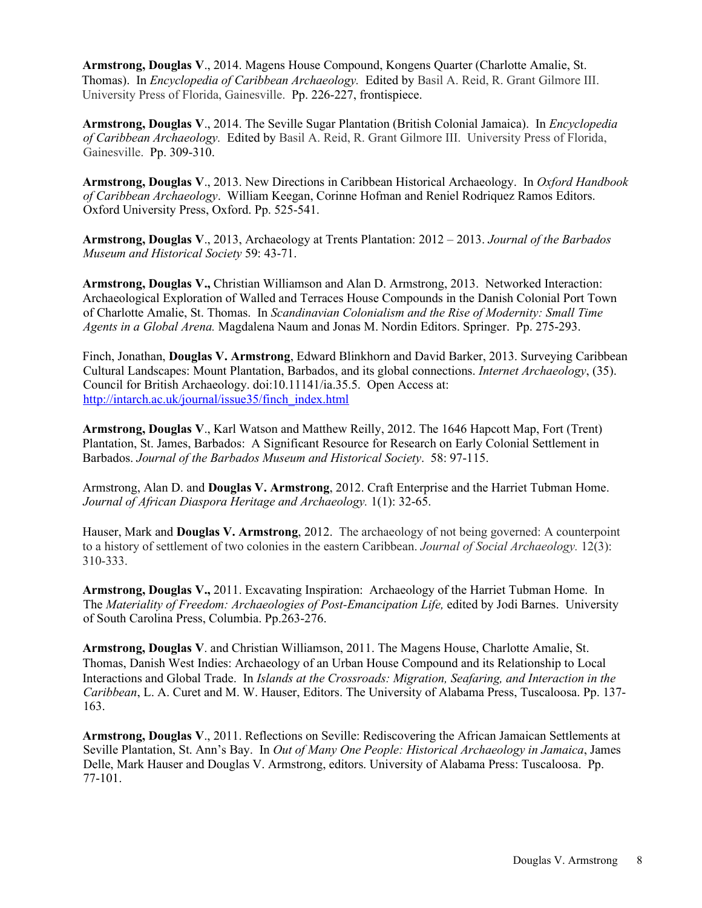**Armstrong, Douglas V**., 2014. Magens House Compound, Kongens Quarter (Charlotte Amalie, St. Thomas). In *Encyclopedia of Caribbean Archaeology.* Edited by Basil A. Reid, R. Grant Gilmore III. University Press of Florida, Gainesville. Pp. 226-227, frontispiece.

**Armstrong, Douglas V**., 2014. The Seville Sugar Plantation (British Colonial Jamaica). In *Encyclopedia of Caribbean Archaeology.* Edited by Basil A. Reid, R. Grant Gilmore III. University Press of Florida, Gainesville. Pp. 309-310.

**Armstrong, Douglas V**., 2013. New Directions in Caribbean Historical Archaeology. In *Oxford Handbook of Caribbean Archaeology*. William Keegan, Corinne Hofman and Reniel Rodriquez Ramos Editors. Oxford University Press, Oxford. Pp. 525-541.

**Armstrong, Douglas V**., 2013, Archaeology at Trents Plantation: 2012 – 2013. *Journal of the Barbados Museum and Historical Society* 59: 43-71.

**Armstrong, Douglas V.,** Christian Williamson and Alan D. Armstrong, 2013. Networked Interaction: Archaeological Exploration of Walled and Terraces House Compounds in the Danish Colonial Port Town of Charlotte Amalie, St. Thomas. In *Scandinavian Colonialism and the Rise of Modernity: Small Time Agents in a Global Arena.* Magdalena Naum and Jonas M. Nordin Editors. Springer. Pp. 275-293.

Finch, Jonathan, **Douglas V. Armstrong**, Edward Blinkhorn and David Barker, 2013. Surveying Caribbean Cultural Landscapes: Mount Plantation, Barbados, and its global connections. *Internet Archaeology*, (35). Council for British Archaeology. doi:10.11141/ia.35.5. Open Access at: [http://intarch.ac.uk/journal/issue35/finch_index.html](http://intarch.ac.uk/journal/issue35/finch_index.html)

**Armstrong, Douglas V**., Karl Watson and Matthew Reilly, 2012. The 1646 Hapcott Map, Fort (Trent) Plantation, St. James, Barbados: A Significant Resource for Research on Early Colonial Settlement in Barbados. *Journal of the Barbados Museum and Historical Society*. 58: 97-115.

Armstrong, Alan D. and **Douglas V. Armstrong**, 2012. Craft Enterprise and the Harriet Tubman Home. *Journal of African Diaspora Heritage and Archaeology.* 1(1): 32-65.

Hauser, Mark and **Douglas V. Armstrong**, 2012. The archaeology of not being governed: A counterpoint to a history of settlement of two colonies in the eastern Caribbean. *Journal of Social Archaeology.* 12(3): 310-333.

**Armstrong, Douglas V.,** 2011. Excavating Inspiration: Archaeology of the Harriet Tubman Home. In The *Materiality of Freedom: Archaeologies of Post-Emancipation Life,* edited by Jodi Barnes. University of South Carolina Press, Columbia. Pp.263-276.

**Armstrong, Douglas V**. and Christian Williamson, 2011. The Magens House, Charlotte Amalie, St. Thomas, Danish West Indies: Archaeology of an Urban House Compound and its Relationship to Local Interactions and Global Trade. In *Islands at the Crossroads: Migration, Seafaring, and Interaction in the Caribbean*, L. A. Curet and M. W. Hauser, Editors. The University of Alabama Press, Tuscaloosa. Pp. 137-163.

**Armstrong, Douglas V**., 2011. Reflections on Seville: Rediscovering the African Jamaican Settlements at Seville Plantation, St. Ann's Bay. In *Out of Many One People: Historical Archaeology in Jamaica*, James Delle, Mark Hauser and Douglas V. Armstrong, editors. University of Alabama Press: Tuscaloosa. Pp. 77-101.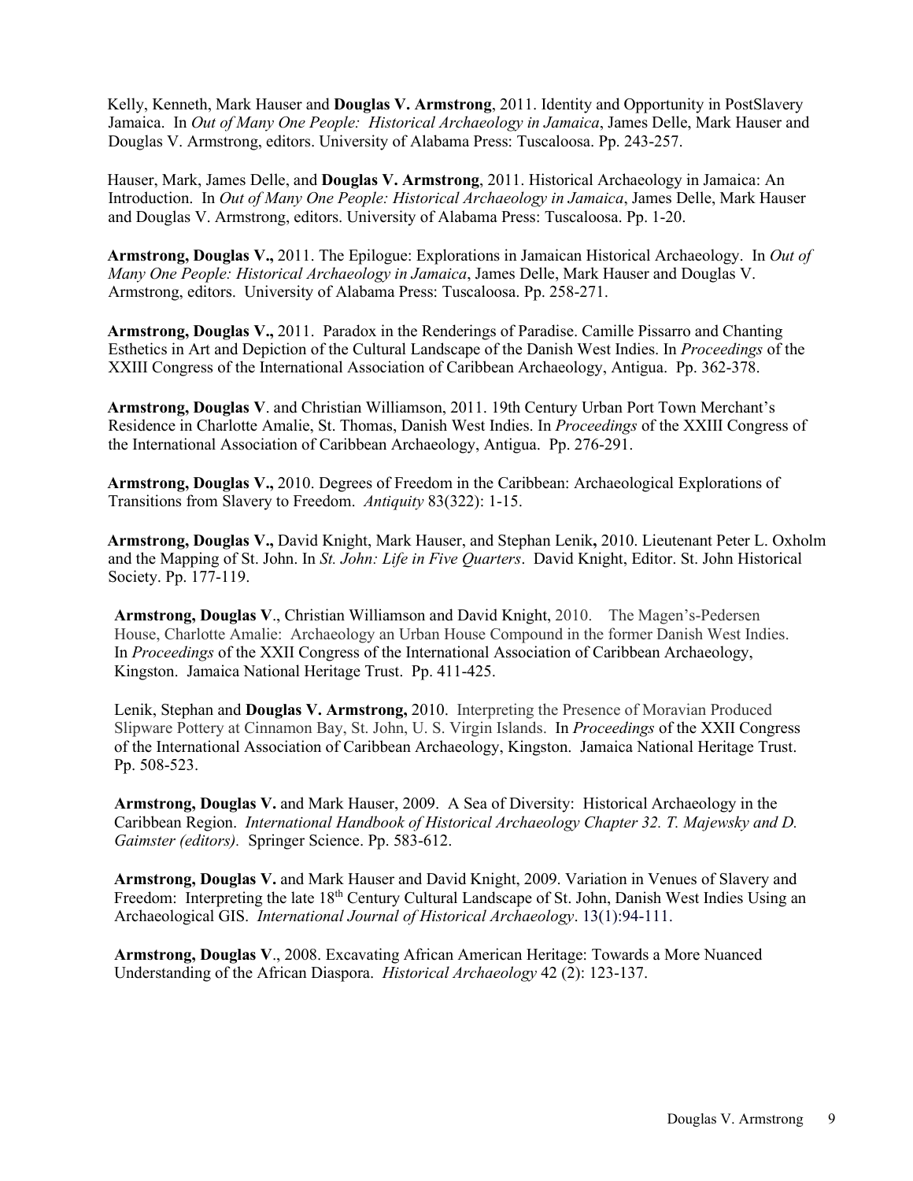Kelly, Kenneth, Mark Hauser and **Douglas V. Armstrong**, 2011. Identity and Opportunity in PostSlavery Jamaica. In *Out of Many One People: Historical Archaeology in Jamaica*, James Delle, Mark Hauser and Douglas V. Armstrong, editors. University of Alabama Press: Tuscaloosa. Pp. 243-257.

Hauser, Mark, James Delle, and **Douglas V. Armstrong**, 2011. Historical Archaeology in Jamaica: An Introduction. In *Out of Many One People: Historical Archaeology in Jamaica*, James Delle, Mark Hauser and Douglas V. Armstrong, editors. University of Alabama Press: Tuscaloosa. Pp. 1-20.

**Armstrong, Douglas V.,** 2011. The Epilogue: Explorations in Jamaican Historical Archaeology. In *Out of Many One People: Historical Archaeology in Jamaica*, James Delle, Mark Hauser and Douglas V. Armstrong, editors. University of Alabama Press: Tuscaloosa. Pp. 258-271.

**Armstrong, Douglas V.,** 2011. Paradox in the Renderings of Paradise. Camille Pissarro and Chanting Esthetics in Art and Depiction of the Cultural Landscape of the Danish West Indies. In *Proceedings* of the XXIII Congress of the International Association of Caribbean Archaeology, Antigua. Pp. 362-378.

**Armstrong, Douglas V**. and Christian Williamson, 2011. 19th Century Urban Port Town Merchant's Residence in Charlotte Amalie, St. Thomas, Danish West Indies. In *Proceedings* of the XXIII Congress of the International Association of Caribbean Archaeology, Antigua. Pp. 276-291.

**Armstrong, Douglas V.,** 2010. Degrees of Freedom in the Caribbean: Archaeological Explorations of Transitions from Slavery to Freedom. *Antiquity* 83(322): 1-15.

**Armstrong, Douglas V.,** David Knight, Mark Hauser, and Stephan Lenik**,** 2010. Lieutenant Peter L. Oxholm and the Mapping of St. John. In *St. John: Life in Five Quarters*. David Knight, Editor. St. John Historical Society. Pp. 177-119.

**Armstrong, Douglas V**., Christian Williamson and David Knight, 2010. The Magen's-Pedersen House, Charlotte Amalie: Archaeology an Urban House Compound in the former Danish West Indies. In *Proceedings* of the XXII Congress of the International Association of Caribbean Archaeology, Kingston. Jamaica National Heritage Trust. Pp. 411-425.

Lenik, Stephan and **Douglas V. Armstrong,** 2010. Interpreting the Presence of Moravian Produced Slipware Pottery at Cinnamon Bay, St. John, U. S. Virgin Islands. In *Proceedings* of the XXII Congress of the International Association of Caribbean Archaeology, Kingston. Jamaica National Heritage Trust. Pp. 508-523.

**Armstrong, Douglas V.** and Mark Hauser, 2009. A Sea of Diversity: Historical Archaeology in the Caribbean Region. *International Handbook of Historical Archaeology Chapter 32. T. Majewsky and D. Gaimster (editors).* Springer Science. Pp. 583-612.

**Armstrong, Douglas V.** and Mark Hauser and David Knight, 2009. Variation in Venues of Slavery and Freedom: Interpreting the late 18th Century Cultural Landscape of St. John, Danish West Indies Using an Archaeological GIS. *International Journal of Historical Archaeology*. 13(1):94-111.

**Armstrong, Douglas V**., 2008. Excavating African American Heritage: Towards a More Nuanced Understanding of the African Diaspora. *Historical Archaeology* 42 (2): 123-137.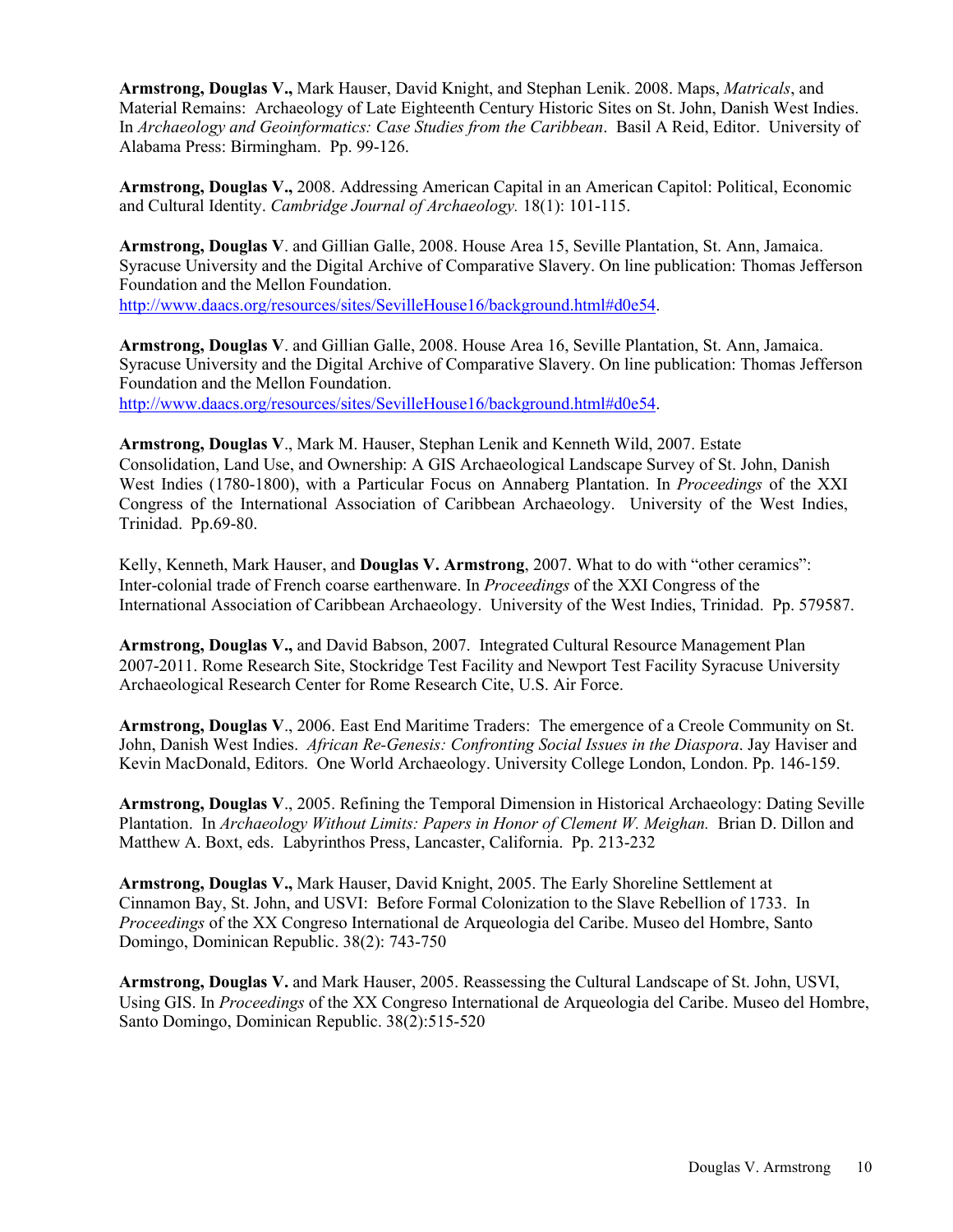**Armstrong, Douglas V.,** Mark Hauser, David Knight, and Stephan Lenik. 2008. Maps, *Matricals*, and Material Remains: Archaeology of Late Eighteenth Century Historic Sites on St. John, Danish West Indies. In *Archaeology and Geoinformatics: Case Studies from the Caribbean*. Basil A Reid, Editor. University of Alabama Press: Birmingham. Pp. 99-126.

**Armstrong, Douglas V.,** 2008. Addressing American Capital in an American Capitol: Political, Economic and Cultural Identity. *Cambridge Journal of Archaeology.* 18(1): 101-115.

**Armstrong, Douglas V**. and Gillian Galle, 2008. House Area 15, Seville Plantation, St. Ann, Jamaica. Syracuse University and the Digital Archive of Comparative Slavery. On line publication: Thomas Jefferson Foundation and the Mellon Foundation. http://www.daacs.org/resources/sites/SevilleHouse16/background.html#d0e54.

**Armstrong, Douglas V**. and Gillian Galle, 2008. House Area 16, Seville Plantation, St. Ann, Jamaica. Syracuse University and the Digital Archive of Comparative Slavery. On line publication: Thomas Jefferson Foundation and the Mellon Foundation. http://www.daacs.org/resources/sites/SevilleHouse16/background.html#d0e54.

**Armstrong, Douglas V**., Mark M. Hauser, Stephan Lenik and Kenneth Wild, 2007. Estate Consolidation, Land Use, and Ownership: A GIS Archaeological Landscape Survey of St. John, Danish West Indies (1780-1800), with a Particular Focus on Annaberg Plantation. In *Proceedings* of the XXI Congress of the International Association of Caribbean Archaeology. University of the West Indies, Trinidad. Pp.69-80.

Kelly, Kenneth, Mark Hauser, and **Douglas V. Armstrong**, 2007. What to do with "other ceramics": Inter-colonial trade of French coarse earthenware. In *Proceedings* of the XXI Congress of the International Association of Caribbean Archaeology. University of the West Indies, Trinidad. Pp. 579587.

**Armstrong, Douglas V.,** and David Babson, 2007. Integrated Cultural Resource Management Plan 2007-2011. Rome Research Site, Stockridge Test Facility and Newport Test Facility Syracuse University Archaeological Research Center for Rome Research Cite, U.S. Air Force.

**Armstrong, Douglas V**., 2006. East End Maritime Traders: The emergence of a Creole Community on St. John, Danish West Indies. *African Re-Genesis: Confronting Social Issues in the Diaspora*. Jay Haviser and Kevin MacDonald, Editors. One World Archaeology. University College London, London. Pp. 146-159.

**Armstrong, Douglas V**., 2005. Refining the Temporal Dimension in Historical Archaeology: Dating Seville Plantation. In *Archaeology Without Limits: Papers in Honor of Clement W. Meighan.* Brian D. Dillon and Matthew A. Boxt, eds. Labyrinthos Press, Lancaster, California. Pp. 213-232

**Armstrong, Douglas V.,** Mark Hauser, David Knight, 2005. The Early Shoreline Settlement at Cinnamon Bay, St. John, and USVI: Before Formal Colonization to the Slave Rebellion of 1733. In *Proceedings* of the XX Congreso International de Arqueologia del Caribe. Museo del Hombre, Santo Domingo, Dominican Republic. 38(2): 743-750

**Armstrong, Douglas V.** and Mark Hauser, 2005. Reassessing the Cultural Landscape of St. John, USVI, Using GIS. In *Proceedings* of the XX Congreso International de Arqueologia del Caribe. Museo del Hombre, Santo Domingo, Dominican Republic. 38(2):515-520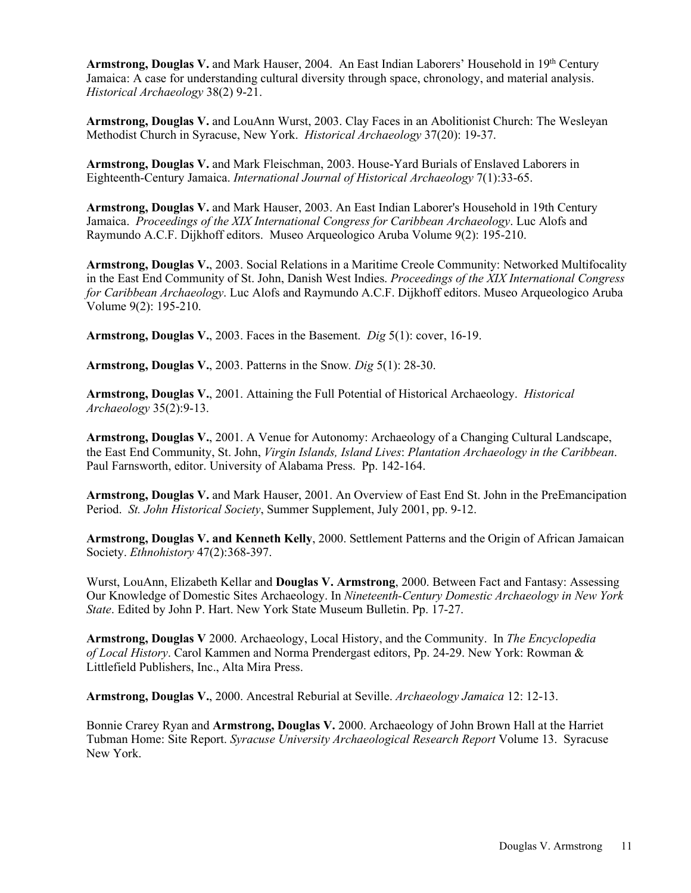**Armstrong, Douglas V.** and Mark Hauser, 2004. An East Indian Laborers' Household in 19th Century Jamaica: A case for understanding cultural diversity through space, chronology, and material analysis. *Historical Archaeology* 38(2) 9-21.

**Armstrong, Douglas V.** and LouAnn Wurst, 2003. Clay Faces in an Abolitionist Church: The Wesleyan Methodist Church in Syracuse, New York. *Historical Archaeology* 37(20): 19-37.

**Armstrong, Douglas V.** and Mark Fleischman, 2003. House-Yard Burials of Enslaved Laborers in Eighteenth-Century Jamaica. *International Journal of Historical Archaeology* 7(1):33-65.

**Armstrong, Douglas V.** and Mark Hauser, 2003. An East Indian Laborer's Household in 19th Century Jamaica. *Proceedings of the XIX International Congress for Caribbean Archaeology*. Luc Alofs and Raymundo A.C.F. Dijkhoff editors. Museo Arqueologico Aruba Volume 9(2): 195-210.

**Armstrong, Douglas V.**, 2003. Social Relations in a Maritime Creole Community: Networked Multifocality in the East End Community of St. John, Danish West Indies. *Proceedings of the XIX International Congress for Caribbean Archaeology*. Luc Alofs and Raymundo A.C.F. Dijkhoff editors. Museo Arqueologico Aruba Volume 9(2): 195-210.

**Armstrong, Douglas V.**, 2003. Faces in the Basement. *Dig* 5(1): cover, 16-19.

**Armstrong, Douglas V.**, 2003. Patterns in the Snow. *Dig* 5(1): 28-30.

**Armstrong, Douglas V.**, 2001. Attaining the Full Potential of Historical Archaeology. *Historical Archaeology* 35(2):9-13.

**Armstrong, Douglas V.**, 2001. A Venue for Autonomy: Archaeology of a Changing Cultural Landscape, the East End Community, St. John, *Virgin Islands, Island Lives*: *Plantation Archaeology in the Caribbean*. Paul Farnsworth, editor. University of Alabama Press. Pp. 142-164.

**Armstrong, Douglas V.** and Mark Hauser, 2001. An Overview of East End St. John in the PreEmancipation Period. *St. John Historical Society*, Summer Supplement, July 2001, pp. 9-12.

**Armstrong, Douglas V. and Kenneth Kelly**, 2000. Settlement Patterns and the Origin of African Jamaican Society. *Ethnohistory* 47(2):368-397.

Wurst, LouAnn, Elizabeth Kellar and **Douglas V. Armstrong**, 2000. Between Fact and Fantasy: Assessing Our Knowledge of Domestic Sites Archaeology. In *Nineteenth-Century Domestic Archaeology in New York State*. Edited by John P. Hart. New York State Museum Bulletin. Pp. 17-27.

**Armstrong, Douglas V** 2000. Archaeology, Local History, and the Community. In *The Encyclopedia of Local History*. Carol Kammen and Norma Prendergast editors, Pp. 24-29. New York: Rowman & Littlefield Publishers, Inc., Alta Mira Press.

**Armstrong, Douglas V.**, 2000. Ancestral Reburial at Seville. *Archaeology Jamaica* 12: 12-13.

Bonnie Crarey Ryan and **Armstrong, Douglas V.** 2000. Archaeology of John Brown Hall at the Harriet Tubman Home: Site Report. *Syracuse University Archaeological Research Report* Volume 13. Syracuse New York.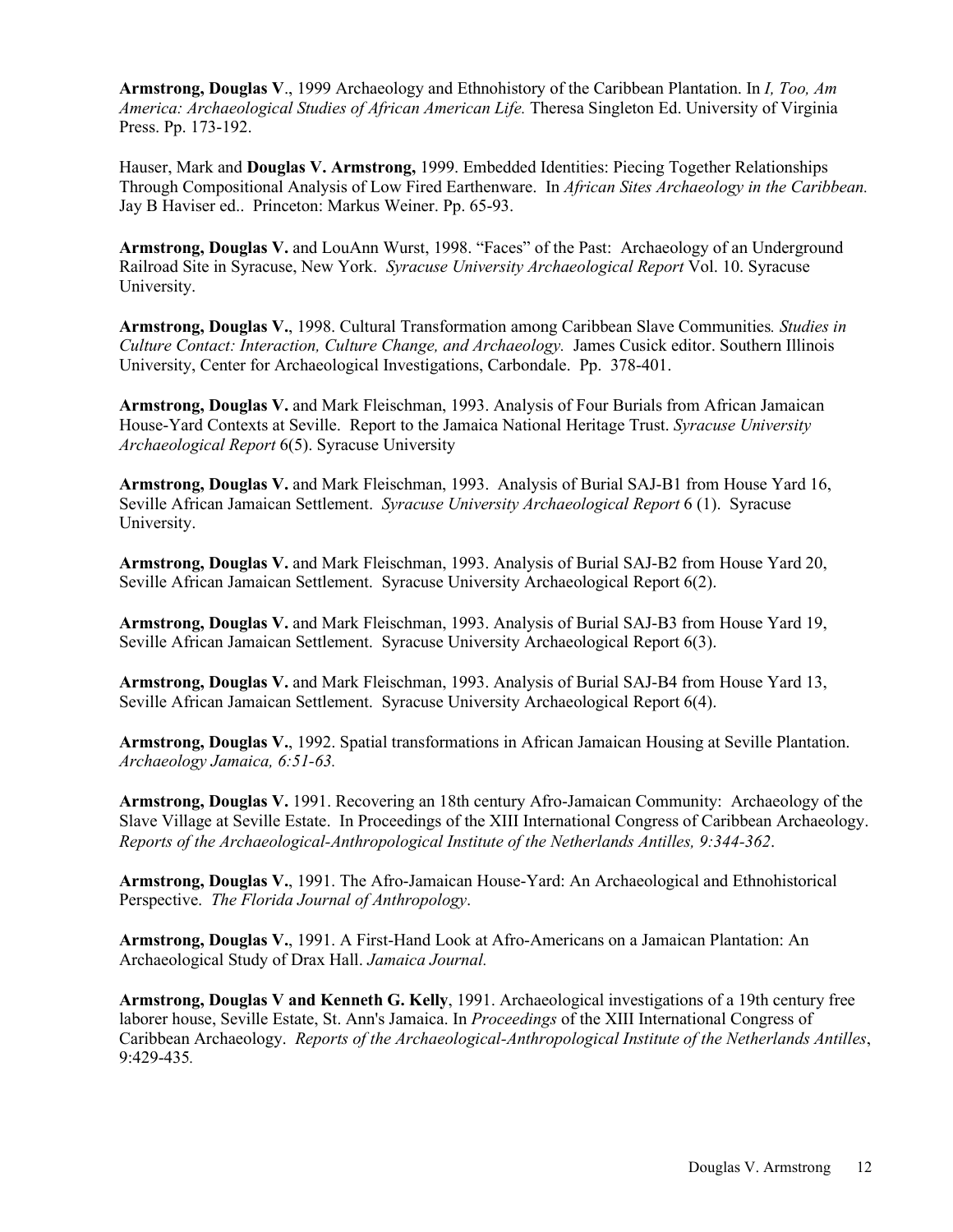**Armstrong, Douglas V**., 1999 Archaeology and Ethnohistory of the Caribbean Plantation. In *I, Too, Am America: Archaeological Studies of African American Life.* Theresa Singleton Ed. University of Virginia Press. Pp. 173-192.

Hauser, Mark and **Douglas V. Armstrong,** 1999. Embedded Identities: Piecing Together Relationships Through Compositional Analysis of Low Fired Earthenware. In *African Sites Archaeology in the Caribbean.* Jay B Haviser ed.. Princeton: Markus Weiner. Pp. 65-93.

**Armstrong, Douglas V.** and LouAnn Wurst, 1998. "Faces" of the Past: Archaeology of an Underground Railroad Site in Syracuse, New York. *Syracuse University Archaeological Report* Vol. 10. Syracuse University.

**Armstrong, Douglas V.**, 1998. Cultural Transformation among Caribbean Slave Communities*. Studies in Culture Contact: Interaction, Culture Change, and Archaeology.* James Cusick editor. Southern Illinois University, Center for Archaeological Investigations, Carbondale. Pp. 378-401.

**Armstrong, Douglas V.** and Mark Fleischman, 1993. Analysis of Four Burials from African Jamaican House-Yard Contexts at Seville. Report to the Jamaica National Heritage Trust. *Syracuse University Archaeological Report* 6(5). Syracuse University

**Armstrong, Douglas V.** and Mark Fleischman, 1993. Analysis of Burial SAJ-B1 from House Yard 16, Seville African Jamaican Settlement. *Syracuse University Archaeological Report* 6 (1). Syracuse University.

**Armstrong, Douglas V.** and Mark Fleischman, 1993. Analysis of Burial SAJ-B2 from House Yard 20, Seville African Jamaican Settlement. Syracuse University Archaeological Report 6(2).

**Armstrong, Douglas V.** and Mark Fleischman, 1993. Analysis of Burial SAJ-B3 from House Yard 19, Seville African Jamaican Settlement. Syracuse University Archaeological Report 6(3).

**Armstrong, Douglas V.** and Mark Fleischman, 1993. Analysis of Burial SAJ-B4 from House Yard 13, Seville African Jamaican Settlement. Syracuse University Archaeological Report 6(4).

**Armstrong, Douglas V.**, 1992. Spatial transformations in African Jamaican Housing at Seville Plantation. *Archaeology Jamaica, 6:51-63.*

**Armstrong, Douglas V.** 1991. Recovering an 18th century Afro-Jamaican Community: Archaeology of the Slave Village at Seville Estate. In Proceedings of the XIII International Congress of Caribbean Archaeology. *Reports of the Archaeological-Anthropological Institute of the Netherlands Antilles, 9:344-362*.

**Armstrong, Douglas V.**, 1991. The Afro-Jamaican House-Yard: An Archaeological and Ethnohistorical Perspective. *The Florida Journal of Anthropology*.

**Armstrong, Douglas V.**, 1991. A First-Hand Look at Afro-Americans on a Jamaican Plantation: An Archaeological Study of Drax Hall. *Jamaica Journal.*

**Armstrong, Douglas V and Kenneth G. Kelly**, 1991. Archaeological investigations of a 19th century free laborer house, Seville Estate, St. Ann's Jamaica. In *Proceedings* of the XIII International Congress of Caribbean Archaeology. *Reports of the Archaeological-Anthropological Institute of the Netherlands Antilles*, 9:429-435*.*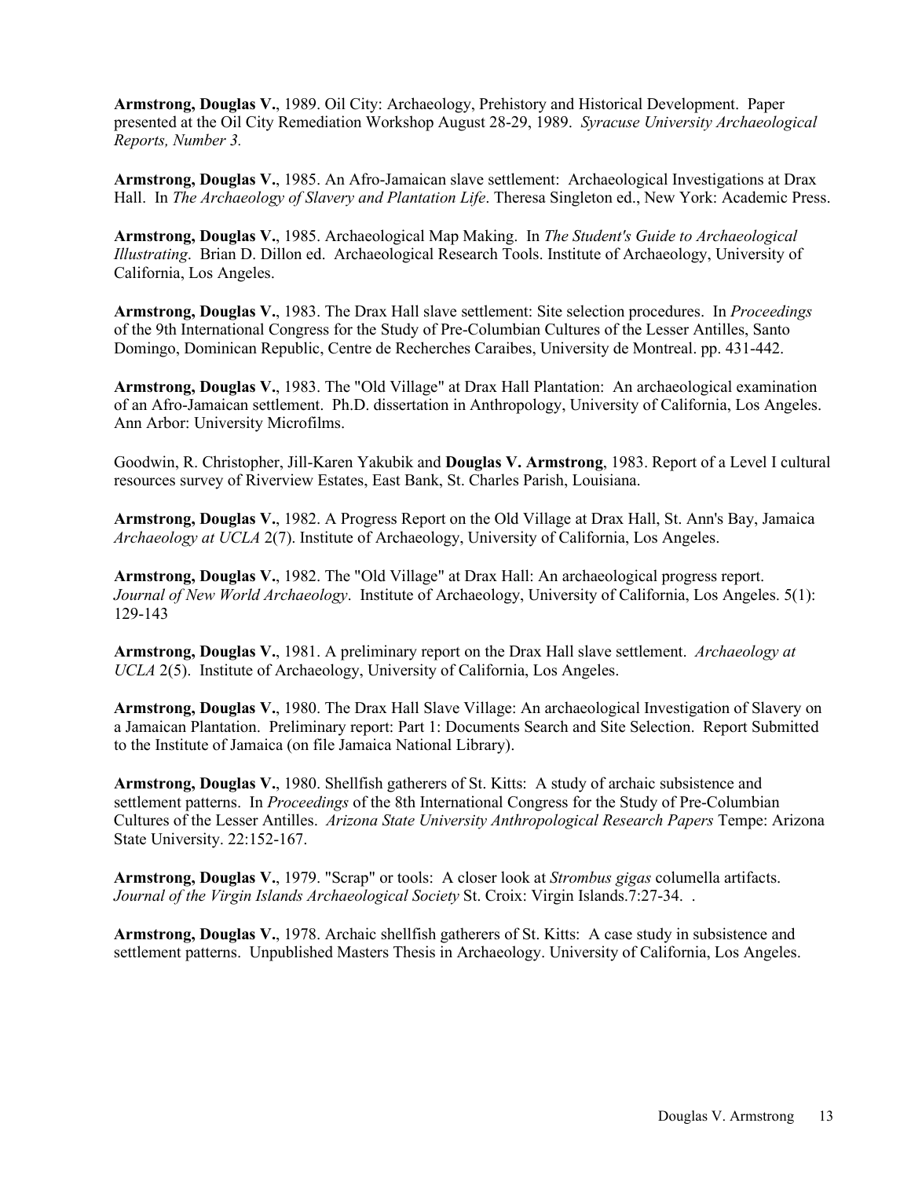**Armstrong, Douglas V.**, 1989. Oil City: Archaeology, Prehistory and Historical Development. Paper presented at the Oil City Remediation Workshop August 28-29, 1989. *Syracuse University Archaeological Reports, Number 3.*

**Armstrong, Douglas V.**, 1985. An Afro-Jamaican slave settlement: Archaeological Investigations at Drax Hall. In *The Archaeology of Slavery and Plantation Life*. Theresa Singleton ed., New York: Academic Press.

**Armstrong, Douglas V.**, 1985. Archaeological Map Making. In *The Student's Guide to Archaeological Illustrating*. Brian D. Dillon ed. Archaeological Research Tools. Institute of Archaeology, University of California, Los Angeles.

**Armstrong, Douglas V.**, 1983. The Drax Hall slave settlement: Site selection procedures. In *Proceedings* of the 9th International Congress for the Study of Pre-Columbian Cultures of the Lesser Antilles, Santo Domingo, Dominican Republic, Centre de Recherches Caraibes, University de Montreal. pp. 431-442.

**Armstrong, Douglas V.**, 1983. The "Old Village" at Drax Hall Plantation: An archaeological examination of an Afro-Jamaican settlement. Ph.D. dissertation in Anthropology, University of California, Los Angeles. Ann Arbor: University Microfilms.

Goodwin, R. Christopher, Jill-Karen Yakubik and **Douglas V. Armstrong**, 1983. Report of a Level I cultural resources survey of Riverview Estates, East Bank, St. Charles Parish, Louisiana.

**Armstrong, Douglas V.**, 1982. A Progress Report on the Old Village at Drax Hall, St. Ann's Bay, Jamaica *Archaeology at UCLA* 2(7). Institute of Archaeology, University of California, Los Angeles.

**Armstrong, Douglas V.**, 1982. The "Old Village" at Drax Hall: An archaeological progress report. *Journal of New World Archaeology*. Institute of Archaeology, University of California, Los Angeles. 5(1): 129-143

**Armstrong, Douglas V.**, 1981. A preliminary report on the Drax Hall slave settlement. *Archaeology at UCLA* 2(5). Institute of Archaeology, University of California, Los Angeles.

**Armstrong, Douglas V.**, 1980. The Drax Hall Slave Village: An archaeological Investigation of Slavery on a Jamaican Plantation. Preliminary report: Part 1: Documents Search and Site Selection. Report Submitted to the Institute of Jamaica (on file Jamaica National Library).

**Armstrong, Douglas V.**, 1980. Shellfish gatherers of St. Kitts: A study of archaic subsistence and settlement patterns. In *Proceedings* of the 8th International Congress for the Study of Pre-Columbian Cultures of the Lesser Antilles. *Arizona State University Anthropological Research Papers* Tempe: Arizona State University. 22:152-167.

**Armstrong, Douglas V.**, 1979. "Scrap" or tools: A closer look at *Strombus gigas* columella artifacts. *Journal of the Virgin Islands Archaeological Society* St. Croix: Virgin Islands.7:27-34. .

**Armstrong, Douglas V.**, 1978. Archaic shellfish gatherers of St. Kitts: A case study in subsistence and settlement patterns. Unpublished Masters Thesis in Archaeology. University of California, Los Angeles.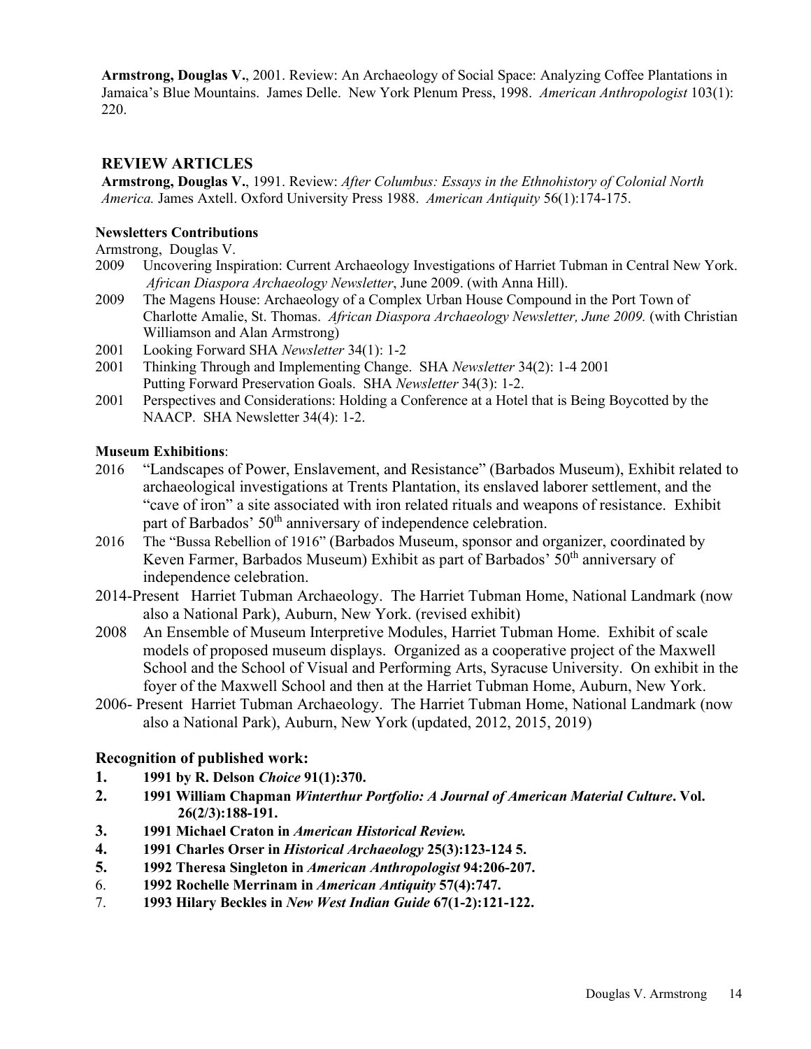**Armstrong, Douglas V.**, 2001. Review: An Archaeology of Social Space: Analyzing Coffee Plantations in Jamaica's Blue Mountains. James Delle. New York Plenum Press, 1998. *American Anthropologist* 103(1): 220.

## REVIEW ARTICLES

**Armstrong, Douglas V.**, 1991. Review: *After Columbus: Essays in the Ethnohistory of Colonial North America.* James Axtell. Oxford University Press 1988. *American Antiquity* 56(1):174-175.

### Newsletters Contributions

Armstrong, Douglas V.

- 2009 Uncovering Inspiration: Current Archaeology Investigations of Harriet Tubman in Central New York. *African Diaspora Archaeology Newsletter*, June 2009. (with Anna Hill).
- 2009 The Magens House: Archaeology of a Complex Urban House Compound in the Port Town of Charlotte Amalie, St. Thomas. *African Diaspora Archaeology Newsletter, June 2009.* (with Christian Williamson and Alan Armstrong)
- 2001 Looking Forward SHA *Newsletter* 34(1): 1-2
- 2001 Thinking Through and Implementing Change. SHA *Newsletter* 34(2): 1-4 2001
  Putting Forward Preservation Goals. SHA *Newsletter* 34(3): 1-2.
- 2001 Perspectives and Considerations: Holding a Conference at a Hotel that is Being Boycotted by the NAACP. SHA Newsletter 34(4): 1-2.

### Museum Exhibitions:

- 2016 "Landscapes of Power, Enslavement, and Resistance" (Barbados Museum), Exhibit related to archaeological investigations at Trents Plantation, its enslaved laborer settlement, and the "cave of iron" a site associated with iron related rituals and weapons of resistance. Exhibit part of Barbados' 50th anniversary of independence celebration.
- 2016 The "Bussa Rebellion of 1916" (Barbados Museum, sponsor and organizer, coordinated by Keven Farmer, Barbados Museum) Exhibit as part of Barbados' 50th anniversary of independence celebration.
- 2014-Present Harriet Tubman Archaeology. The Harriet Tubman Home, National Landmark (now also a National Park), Auburn, New York. (revised exhibit)
- 2008 An Ensemble of Museum Interpretive Modules, Harriet Tubman Home. Exhibit of scale models of proposed museum displays. Organized as a cooperative project of the Maxwell School and the School of Visual and Performing Arts, Syracuse University. On exhibit in the foyer of the Maxwell School and then at the Harriet Tubman Home, Auburn, New York.
- 2006- Present Harriet Tubman Archaeology. The Harriet Tubman Home, National Landmark (now also a National Park), Auburn, New York (updated, 2012, 2015, 2019)

### Recognition of published work:

1. **1991 by R. Delson *Choice* 91(1):370.**
2. **1991 William Chapman *Winterthur Portfolio: A Journal of American Material Culture*. Vol. 26(2/3):188-191.**
3. **1991 Michael Craton in *American Historical Review.***
4. **1991 Charles Orser in *Historical Archaeology* 25(3):123-124 5.**
5. **1992 Theresa Singleton in *American Anthropologist* 94:206-207.**
6. **1992 Rochelle Merrinam in *American Antiquity* 57(4):747.**
7. **1993 Hilary Beckles in *New West Indian Guide* 67(1-2):121-122.**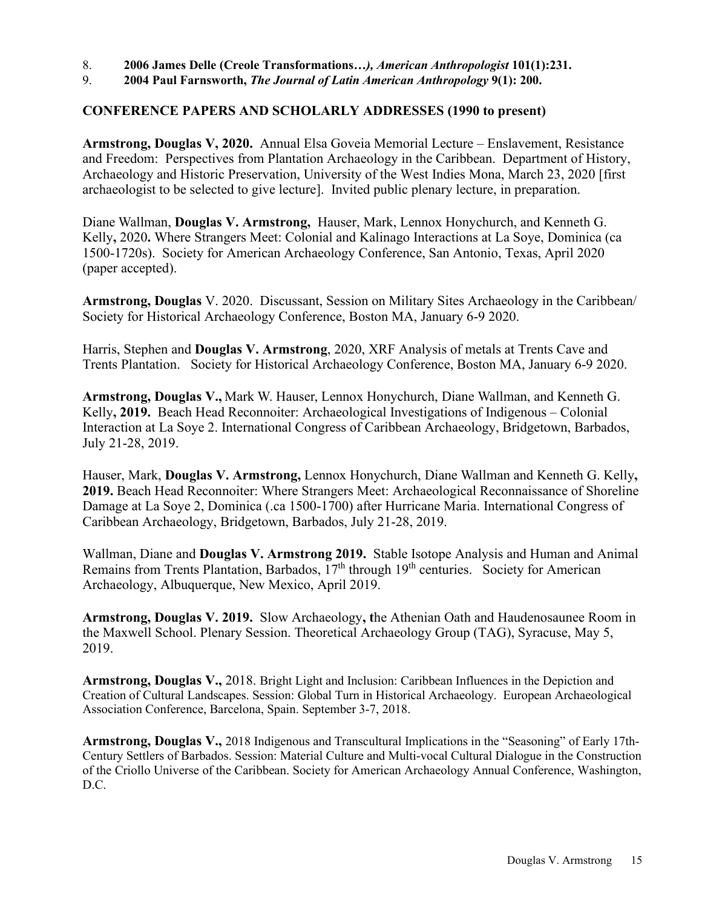8. **2006 James Delle (Creole Transformations…*), American Anthropologist* 101(1):231.**
9. **2004 Paul Farnsworth, *The Journal of Latin American Anthropology* 9(1): 200.**

## CONFERENCE PAPERS AND SCHOLARLY ADDRESSES (1990 to present)

**Armstrong, Douglas V, 2020.** Annual Elsa Goveia Memorial Lecture – Enslavement, Resistance and Freedom: Perspectives from Plantation Archaeology in the Caribbean. Department of History, Archaeology and Historic Preservation, University of the West Indies Mona, March 23, 2020 [first archaeologist to be selected to give lecture]. Invited public plenary lecture, in preparation.

Diane Wallman, **Douglas V. Armstrong,** Hauser, Mark, Lennox Honychurch, and Kenneth G. Kelly**,** 2020**.** Where Strangers Meet: Colonial and Kalinago Interactions at La Soye, Dominica (ca 1500-1720s). Society for American Archaeology Conference, San Antonio, Texas, April 2020 (paper accepted).

**Armstrong, Douglas** V. 2020. Discussant, Session on Military Sites Archaeology in the Caribbean/ Society for Historical Archaeology Conference, Boston MA, January 6-9 2020.

Harris, Stephen and **Douglas V. Armstrong**, 2020, XRF Analysis of metals at Trents Cave and Trents Plantation. Society for Historical Archaeology Conference, Boston MA, January 6-9 2020.

**Armstrong, Douglas V.,** Mark W. Hauser, Lennox Honychurch, Diane Wallman, and Kenneth G. Kelly**, 2019.** Beach Head Reconnoiter: Archaeological Investigations of Indigenous – Colonial Interaction at La Soye 2. International Congress of Caribbean Archaeology, Bridgetown, Barbados, July 21-28, 2019.

Hauser, Mark, **Douglas V. Armstrong,** Lennox Honychurch, Diane Wallman and Kenneth G. Kelly**, 2019.** Beach Head Reconnoiter: Where Strangers Meet: Archaeological Reconnaissance of Shoreline Damage at La Soye 2, Dominica (.ca 1500-1700) after Hurricane Maria. International Congress of Caribbean Archaeology, Bridgetown, Barbados, July 21-28, 2019.

Wallman, Diane and **Douglas V. Armstrong 2019.** Stable Isotope Analysis and Human and Animal Remains from Trents Plantation, Barbados, 17th through 19th centuries. Society for American Archaeology, Albuquerque, New Mexico, April 2019.

**Armstrong, Douglas V. 2019.** Slow Archaeology**, t**he Athenian Oath and Haudenosaunee Room in the Maxwell School. Plenary Session. Theoretical Archaeology Group (TAG), Syracuse, May 5, 2019.

**Armstrong, Douglas V.,** 2018. Bright Light and Inclusion: Caribbean Influences in the Depiction and Creation of Cultural Landscapes. Session: Global Turn in Historical Archaeology. European Archaeological Association Conference, Barcelona, Spain. September 3-7, 2018.

**Armstrong, Douglas V.,** 2018 Indigenous and Transcultural Implications in the "Seasoning" of Early 17th-Century Settlers of Barbados. Session: Material Culture and Multi-vocal Cultural Dialogue in the Construction of the Criollo Universe of the Caribbean. Society for American Archaeology Annual Conference, Washington, D.C.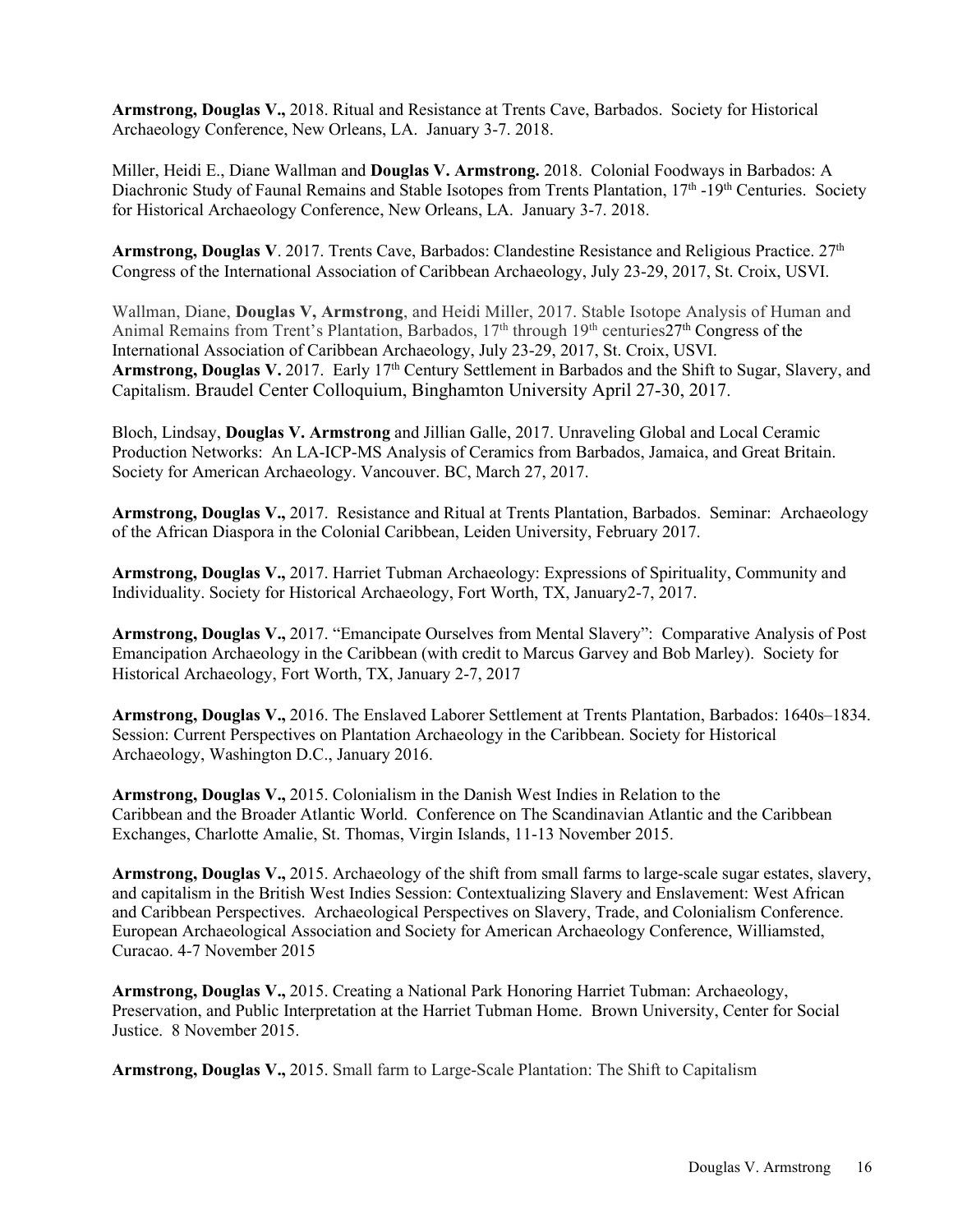**Armstrong, Douglas V.,** 2018. Ritual and Resistance at Trents Cave, Barbados. Society for Historical Archaeology Conference, New Orleans, LA. January 3-7. 2018.

Miller, Heidi E., Diane Wallman and **Douglas V. Armstrong.** 2018. Colonial Foodways in Barbados: A Diachronic Study of Faunal Remains and Stable Isotopes from Trents Plantation, 17th -19th Centuries. Society for Historical Archaeology Conference, New Orleans, LA. January 3-7. 2018.

**Armstrong, Douglas V**. 2017. Trents Cave, Barbados: Clandestine Resistance and Religious Practice. 27th Congress of the International Association of Caribbean Archaeology, July 23-29, 2017, St. Croix, USVI.

Wallman, Diane, **Douglas V, Armstrong**, and Heidi Miller, 2017. Stable Isotope Analysis of Human and Animal Remains from Trent's Plantation, Barbados, 17th through 19th centuries27th Congress of the International Association of Caribbean Archaeology, July 23-29, 2017, St. Croix, USVI.
**Armstrong, Douglas V.** 2017. Early 17th Century Settlement in Barbados and the Shift to Sugar, Slavery, and Capitalism. Braudel Center Colloquium, Binghamton University April 27-30, 2017.

Bloch, Lindsay, **Douglas V. Armstrong** and Jillian Galle, 2017. Unraveling Global and Local Ceramic Production Networks: An LA-ICP-MS Analysis of Ceramics from Barbados, Jamaica, and Great Britain. Society for American Archaeology. Vancouver. BC, March 27, 2017.

**Armstrong, Douglas V.,** 2017. Resistance and Ritual at Trents Plantation, Barbados. Seminar: Archaeology of the African Diaspora in the Colonial Caribbean, Leiden University, February 2017.

**Armstrong, Douglas V.,** 2017. Harriet Tubman Archaeology: Expressions of Spirituality, Community and Individuality. Society for Historical Archaeology, Fort Worth, TX, January2-7, 2017.

**Armstrong, Douglas V.,** 2017. "Emancipate Ourselves from Mental Slavery": Comparative Analysis of Post Emancipation Archaeology in the Caribbean (with credit to Marcus Garvey and Bob Marley). Society for Historical Archaeology, Fort Worth, TX, January 2-7, 2017

**Armstrong, Douglas V.,** 2016. The Enslaved Laborer Settlement at Trents Plantation, Barbados: 1640s–1834. Session: Current Perspectives on Plantation Archaeology in the Caribbean. Society for Historical Archaeology, Washington D.C., January 2016.

**Armstrong, Douglas V.,** 2015. Colonialism in the Danish West Indies in Relation to the Caribbean and the Broader Atlantic World. Conference on The Scandinavian Atlantic and the Caribbean Exchanges, Charlotte Amalie, St. Thomas, Virgin Islands, 11-13 November 2015.

**Armstrong, Douglas V.,** 2015. Archaeology of the shift from small farms to large-scale sugar estates, slavery, and capitalism in the British West Indies Session: Contextualizing Slavery and Enslavement: West African and Caribbean Perspectives. Archaeological Perspectives on Slavery, Trade, and Colonialism Conference. European Archaeological Association and Society for American Archaeology Conference, Williamsted, Curacao. 4-7 November 2015

**Armstrong, Douglas V.,** 2015. Creating a National Park Honoring Harriet Tubman: Archaeology, Preservation, and Public Interpretation at the Harriet Tubman Home. Brown University, Center for Social Justice. 8 November 2015.

**Armstrong, Douglas V.,** 2015. Small farm to Large-Scale Plantation: The Shift to Capitalism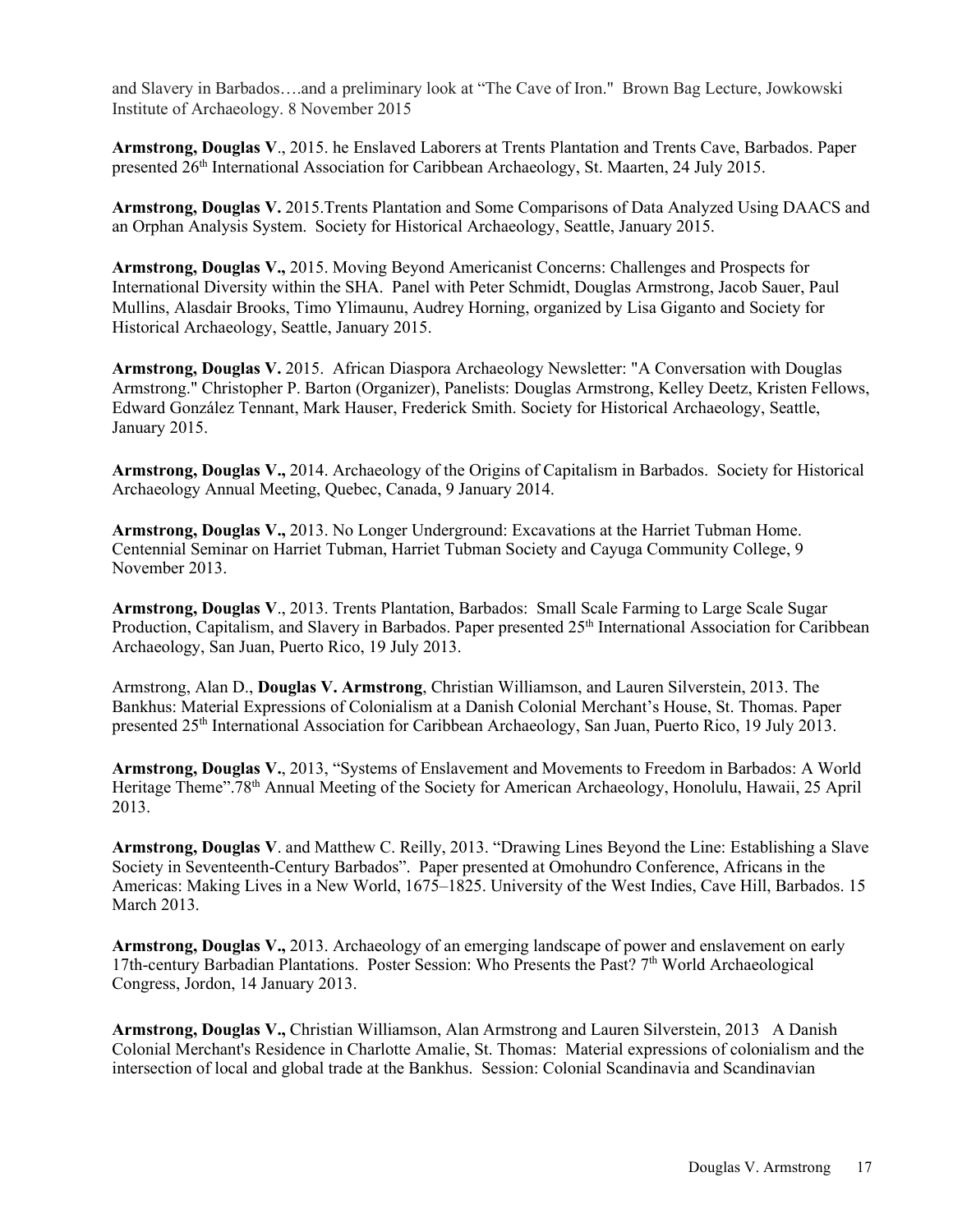and Slavery in Barbados….and a preliminary look at "The Cave of Iron." Brown Bag Lecture, Jowkowski Institute of Archaeology. 8 November 2015

**Armstrong, Douglas V**., 2015. he Enslaved Laborers at Trents Plantation and Trents Cave, Barbados. Paper presented 26th International Association for Caribbean Archaeology, St. Maarten, 24 July 2015.

**Armstrong, Douglas V.** 2015.Trents Plantation and Some Comparisons of Data Analyzed Using DAACS and an Orphan Analysis System. Society for Historical Archaeology, Seattle, January 2015.

**Armstrong, Douglas V.,** 2015. Moving Beyond Americanist Concerns: Challenges and Prospects for International Diversity within the SHA. Panel with Peter Schmidt, Douglas Armstrong, Jacob Sauer, Paul Mullins, Alasdair Brooks, Timo Ylimaunu, Audrey Horning, organized by Lisa Giganto and Society for Historical Archaeology, Seattle, January 2015.

**Armstrong, Douglas V.** 2015. African Diaspora Archaeology Newsletter: "A Conversation with Douglas Armstrong." Christopher P. Barton (Organizer), Panelists: Douglas Armstrong, Kelley Deetz, Kristen Fellows, Edward González Tennant, Mark Hauser, Frederick Smith. Society for Historical Archaeology, Seattle, January 2015.

**Armstrong, Douglas V.,** 2014. Archaeology of the Origins of Capitalism in Barbados. Society for Historical Archaeology Annual Meeting, Quebec, Canada, 9 January 2014.

**Armstrong, Douglas V.,** 2013. No Longer Underground: Excavations at the Harriet Tubman Home. Centennial Seminar on Harriet Tubman, Harriet Tubman Society and Cayuga Community College, 9 November 2013.

**Armstrong, Douglas V**., 2013. Trents Plantation, Barbados: Small Scale Farming to Large Scale Sugar Production, Capitalism, and Slavery in Barbados. Paper presented 25th International Association for Caribbean Archaeology, San Juan, Puerto Rico, 19 July 2013.

Armstrong, Alan D., **Douglas V. Armstrong**, Christian Williamson, and Lauren Silverstein, 2013. The Bankhus: Material Expressions of Colonialism at a Danish Colonial Merchant's House, St. Thomas. Paper presented 25th International Association for Caribbean Archaeology, San Juan, Puerto Rico, 19 July 2013.

**Armstrong, Douglas V.**, 2013, "Systems of Enslavement and Movements to Freedom in Barbados: A World Heritage Theme".78th Annual Meeting of the Society for American Archaeology, Honolulu, Hawaii, 25 April 2013.

**Armstrong, Douglas V**. and Matthew C. Reilly, 2013. "Drawing Lines Beyond the Line: Establishing a Slave Society in Seventeenth-Century Barbados". Paper presented at Omohundro Conference, Africans in the Americas: Making Lives in a New World, 1675–1825. University of the West Indies, Cave Hill, Barbados. 15 March 2013.

**Armstrong, Douglas V.,** 2013. Archaeology of an emerging landscape of power and enslavement on early 17th-century Barbadian Plantations. Poster Session: Who Presents the Past? 7th World Archaeological Congress, Jordon, 14 January 2013.

**Armstrong, Douglas V.,** Christian Williamson, Alan Armstrong and Lauren Silverstein, 2013 A Danish Colonial Merchant's Residence in Charlotte Amalie, St. Thomas: Material expressions of colonialism and the intersection of local and global trade at the Bankhus. Session: Colonial Scandinavia and Scandinavian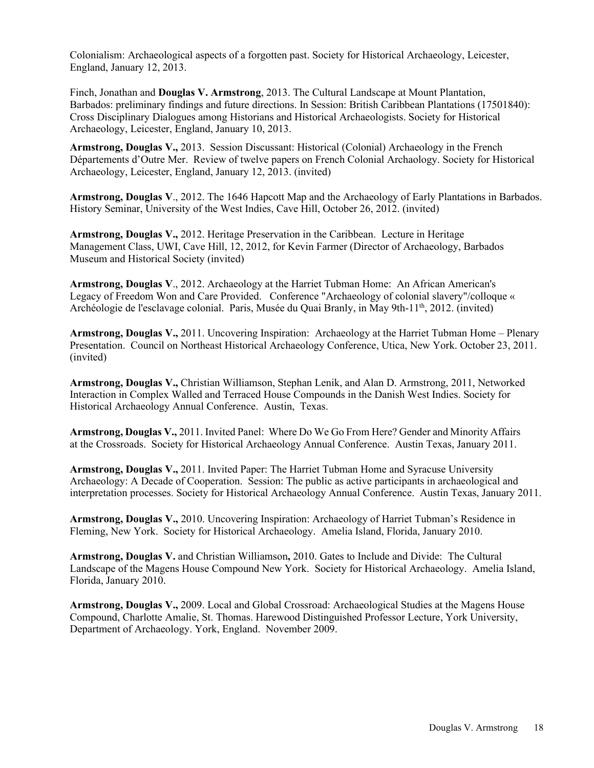Colonialism: Archaeological aspects of a forgotten past. Society for Historical Archaeology, Leicester, England, January 12, 2013.

Finch, Jonathan and **Douglas V. Armstrong**, 2013. The Cultural Landscape at Mount Plantation, Barbados: preliminary findings and future directions. In Session: British Caribbean Plantations (17501840): Cross Disciplinary Dialogues among Historians and Historical Archaeologists. Society for Historical Archaeology, Leicester, England, January 10, 2013.

**Armstrong, Douglas V.,** 2013. Session Discussant: Historical (Colonial) Archaeology in the French Départements d'Outre Mer. Review of twelve papers on French Colonial Archaology. Society for Historical Archaeology, Leicester, England, January 12, 2013. (invited)

**Armstrong, Douglas V**., 2012. The 1646 Hapcott Map and the Archaeology of Early Plantations in Barbados. History Seminar, University of the West Indies, Cave Hill, October 26, 2012. (invited)

**Armstrong, Douglas V.,** 2012. Heritage Preservation in the Caribbean. Lecture in Heritage Management Class, UWI, Cave Hill, 12, 2012, for Kevin Farmer (Director of Archaeology, Barbados Museum and Historical Society (invited)

**Armstrong, Douglas V**., 2012. Archaeology at the Harriet Tubman Home: An African American's Legacy of Freedom Won and Care Provided. Conference "Archaeology of colonial slavery"/colloque « Archéologie de l'esclavage colonial. Paris, Musée du Quai Branly, in May 9th-11th, 2012. (invited)

**Armstrong, Douglas V.,** 2011. Uncovering Inspiration: Archaeology at the Harriet Tubman Home – Plenary Presentation. Council on Northeast Historical Archaeology Conference, Utica, New York. October 23, 2011. (invited)

**Armstrong, Douglas V.,** Christian Williamson, Stephan Lenik, and Alan D. Armstrong, 2011, Networked Interaction in Complex Walled and Terraced House Compounds in the Danish West Indies. Society for Historical Archaeology Annual Conference. Austin, Texas.

**Armstrong, Douglas V.,** 2011. Invited Panel: Where Do We Go From Here? Gender and Minority Affairs at the Crossroads. Society for Historical Archaeology Annual Conference. Austin Texas, January 2011.

**Armstrong, Douglas V.,** 2011. Invited Paper: The Harriet Tubman Home and Syracuse University Archaeology: A Decade of Cooperation. Session: The public as active participants in archaeological and interpretation processes. Society for Historical Archaeology Annual Conference. Austin Texas, January 2011.

**Armstrong, Douglas V.,** 2010. Uncovering Inspiration: Archaeology of Harriet Tubman's Residence in Fleming, New York. Society for Historical Archaeology. Amelia Island, Florida, January 2010.

**Armstrong, Douglas V.** and Christian Williamson**,** 2010. Gates to Include and Divide: The Cultural Landscape of the Magens House Compound New York. Society for Historical Archaeology. Amelia Island, Florida, January 2010.

**Armstrong, Douglas V.,** 2009. Local and Global Crossroad: Archaeological Studies at the Magens House Compound, Charlotte Amalie, St. Thomas. Harewood Distinguished Professor Lecture, York University, Department of Archaeology. York, England. November 2009.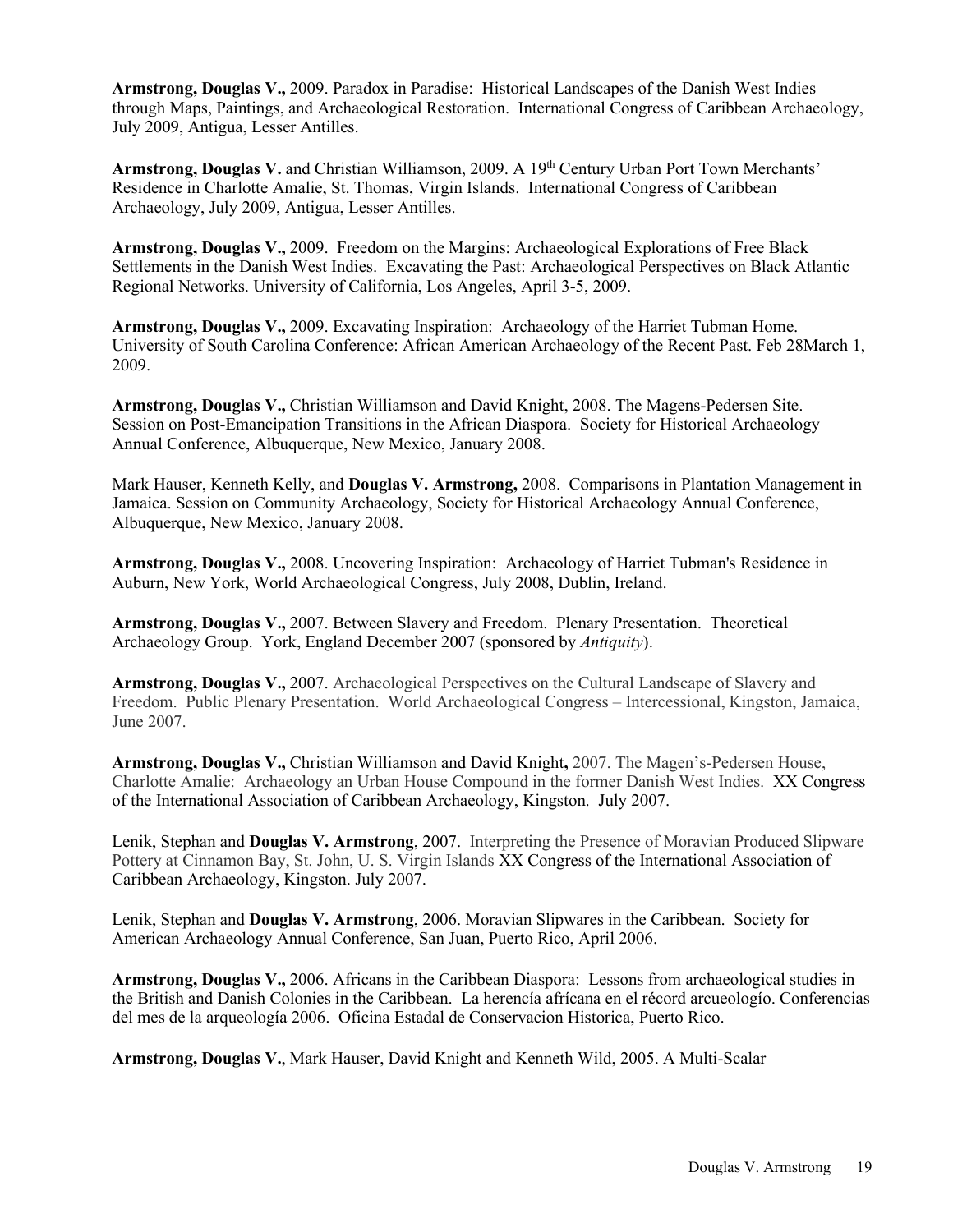**Armstrong, Douglas V.,** 2009. Paradox in Paradise: Historical Landscapes of the Danish West Indies through Maps, Paintings, and Archaeological Restoration. International Congress of Caribbean Archaeology, July 2009, Antigua, Lesser Antilles.

**Armstrong, Douglas V.** and Christian Williamson, 2009. A 19th Century Urban Port Town Merchants' Residence in Charlotte Amalie, St. Thomas, Virgin Islands. International Congress of Caribbean Archaeology, July 2009, Antigua, Lesser Antilles.

**Armstrong, Douglas V.,** 2009. Freedom on the Margins: Archaeological Explorations of Free Black Settlements in the Danish West Indies. Excavating the Past: Archaeological Perspectives on Black Atlantic Regional Networks. University of California, Los Angeles, April 3-5, 2009.

**Armstrong, Douglas V.,** 2009. Excavating Inspiration: Archaeology of the Harriet Tubman Home. University of South Carolina Conference: African American Archaeology of the Recent Past. Feb 28March 1, 2009.

**Armstrong, Douglas V.,** Christian Williamson and David Knight, 2008. The Magens-Pedersen Site. Session on Post-Emancipation Transitions in the African Diaspora. Society for Historical Archaeology Annual Conference, Albuquerque, New Mexico, January 2008.

Mark Hauser, Kenneth Kelly, and **Douglas V. Armstrong,** 2008. Comparisons in Plantation Management in Jamaica. Session on Community Archaeology, Society for Historical Archaeology Annual Conference, Albuquerque, New Mexico, January 2008.

**Armstrong, Douglas V.,** 2008. Uncovering Inspiration: Archaeology of Harriet Tubman's Residence in Auburn, New York, World Archaeological Congress, July 2008, Dublin, Ireland.

**Armstrong, Douglas V.,** 2007. Between Slavery and Freedom. Plenary Presentation. Theoretical Archaeology Group. York, England December 2007 (sponsored by *Antiquity*).

**Armstrong, Douglas V.,** 2007. Archaeological Perspectives on the Cultural Landscape of Slavery and Freedom. Public Plenary Presentation. World Archaeological Congress – Intercessional, Kingston, Jamaica, June 2007.

**Armstrong, Douglas V.,** Christian Williamson and David Knight**,** 2007. The Magen's-Pedersen House, Charlotte Amalie: Archaeology an Urban House Compound in the former Danish West Indies. XX Congress of the International Association of Caribbean Archaeology, Kingston. July 2007.

Lenik, Stephan and **Douglas V. Armstrong**, 2007. Interpreting the Presence of Moravian Produced Slipware Pottery at Cinnamon Bay, St. John, U. S. Virgin Islands XX Congress of the International Association of Caribbean Archaeology, Kingston. July 2007.

Lenik, Stephan and **Douglas V. Armstrong**, 2006. Moravian Slipwares in the Caribbean. Society for American Archaeology Annual Conference, San Juan, Puerto Rico, April 2006.

**Armstrong, Douglas V.,** 2006. Africans in the Caribbean Diaspora: Lessons from archaeological studies in the British and Danish Colonies in the Caribbean. La herencía afrícana en el récord arcueologío. Conferencias del mes de la arqueología 2006. Oficina Estadal de Conservacion Historica, Puerto Rico.

**Armstrong, Douglas V.**, Mark Hauser, David Knight and Kenneth Wild, 2005. A Multi-Scalar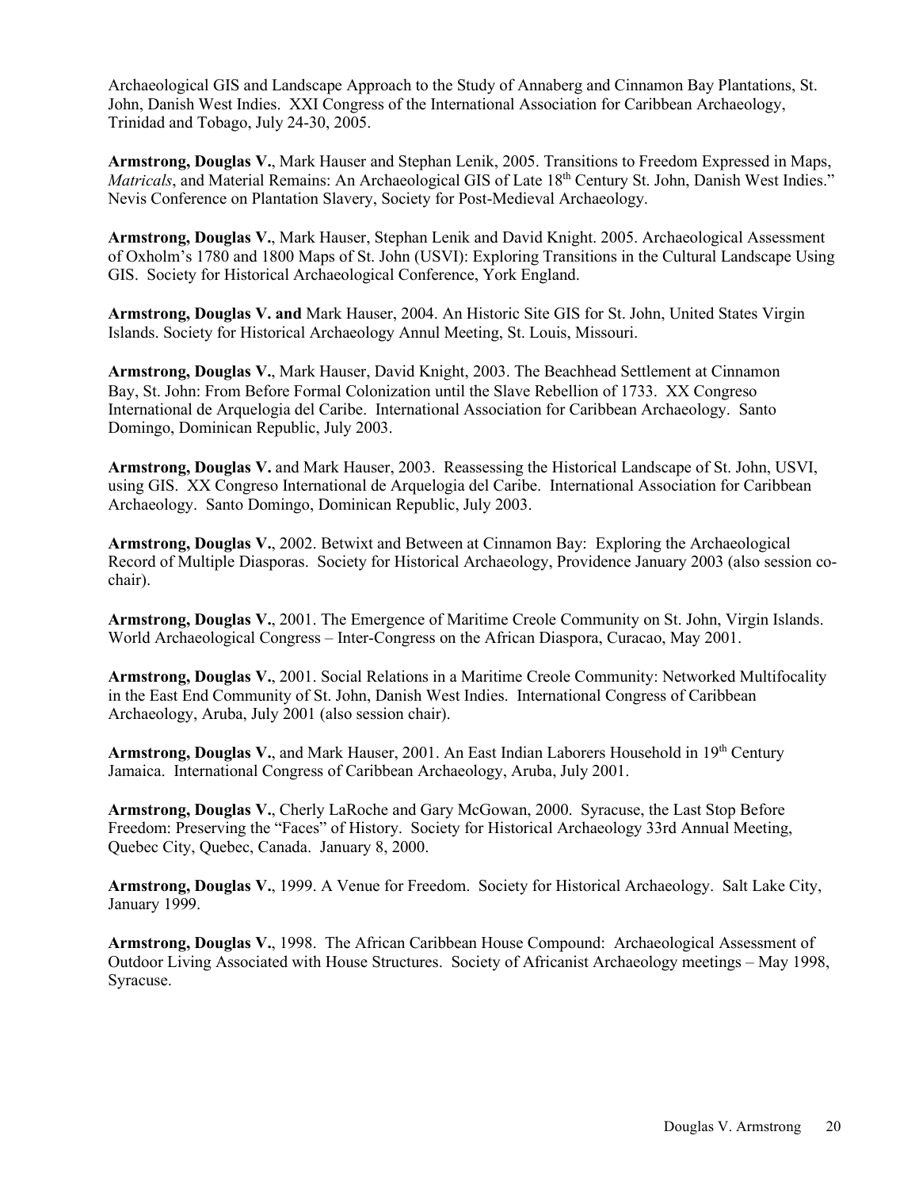Archaeological GIS and Landscape Approach to the Study of Annaberg and Cinnamon Bay Plantations, St. John, Danish West Indies. XXI Congress of the International Association for Caribbean Archaeology, Trinidad and Tobago, July 24-30, 2005.

**Armstrong, Douglas V.**, Mark Hauser and Stephan Lenik, 2005. Transitions to Freedom Expressed in Maps, *Matricals*, and Material Remains: An Archaeological GIS of Late 18th Century St. John, Danish West Indies." Nevis Conference on Plantation Slavery, Society for Post-Medieval Archaeology.

**Armstrong, Douglas V.**, Mark Hauser, Stephan Lenik and David Knight. 2005. Archaeological Assessment of Oxholm's 1780 and 1800 Maps of St. John (USVI): Exploring Transitions in the Cultural Landscape Using GIS. Society for Historical Archaeological Conference, York England.

**Armstrong, Douglas V. and** Mark Hauser, 2004. An Historic Site GIS for St. John, United States Virgin Islands. Society for Historical Archaeology Annul Meeting, St. Louis, Missouri.

**Armstrong, Douglas V.**, Mark Hauser, David Knight, 2003. The Beachhead Settlement at Cinnamon Bay, St. John: From Before Formal Colonization until the Slave Rebellion of 1733. XX Congreso International de Arquelogia del Caribe. International Association for Caribbean Archaeology. Santo Domingo, Dominican Republic, July 2003.

**Armstrong, Douglas V.** and Mark Hauser, 2003. Reassessing the Historical Landscape of St. John, USVI, using GIS. XX Congreso International de Arquelogia del Caribe. International Association for Caribbean Archaeology. Santo Domingo, Dominican Republic, July 2003.

**Armstrong, Douglas V.**, 2002. Betwixt and Between at Cinnamon Bay: Exploring the Archaeological Record of Multiple Diasporas. Society for Historical Archaeology, Providence January 2003 (also session co-chair).

**Armstrong, Douglas V.**, 2001. The Emergence of Maritime Creole Community on St. John, Virgin Islands. World Archaeological Congress – Inter-Congress on the African Diaspora, Curacao, May 2001.

**Armstrong, Douglas V.**, 2001. Social Relations in a Maritime Creole Community: Networked Multifocality in the East End Community of St. John, Danish West Indies. International Congress of Caribbean Archaeology, Aruba, July 2001 (also session chair).

**Armstrong, Douglas V.**, and Mark Hauser, 2001. An East Indian Laborers Household in 19th Century Jamaica. International Congress of Caribbean Archaeology, Aruba, July 2001.

**Armstrong, Douglas V.**, Cherly LaRoche and Gary McGowan, 2000. Syracuse, the Last Stop Before Freedom: Preserving the "Faces" of History. Society for Historical Archaeology 33rd Annual Meeting, Quebec City, Quebec, Canada. January 8, 2000.

**Armstrong, Douglas V.**, 1999. A Venue for Freedom. Society for Historical Archaeology. Salt Lake City, January 1999.

**Armstrong, Douglas V.**, 1998. The African Caribbean House Compound: Archaeological Assessment of Outdoor Living Associated with House Structures. Society of Africanist Archaeology meetings – May 1998, Syracuse.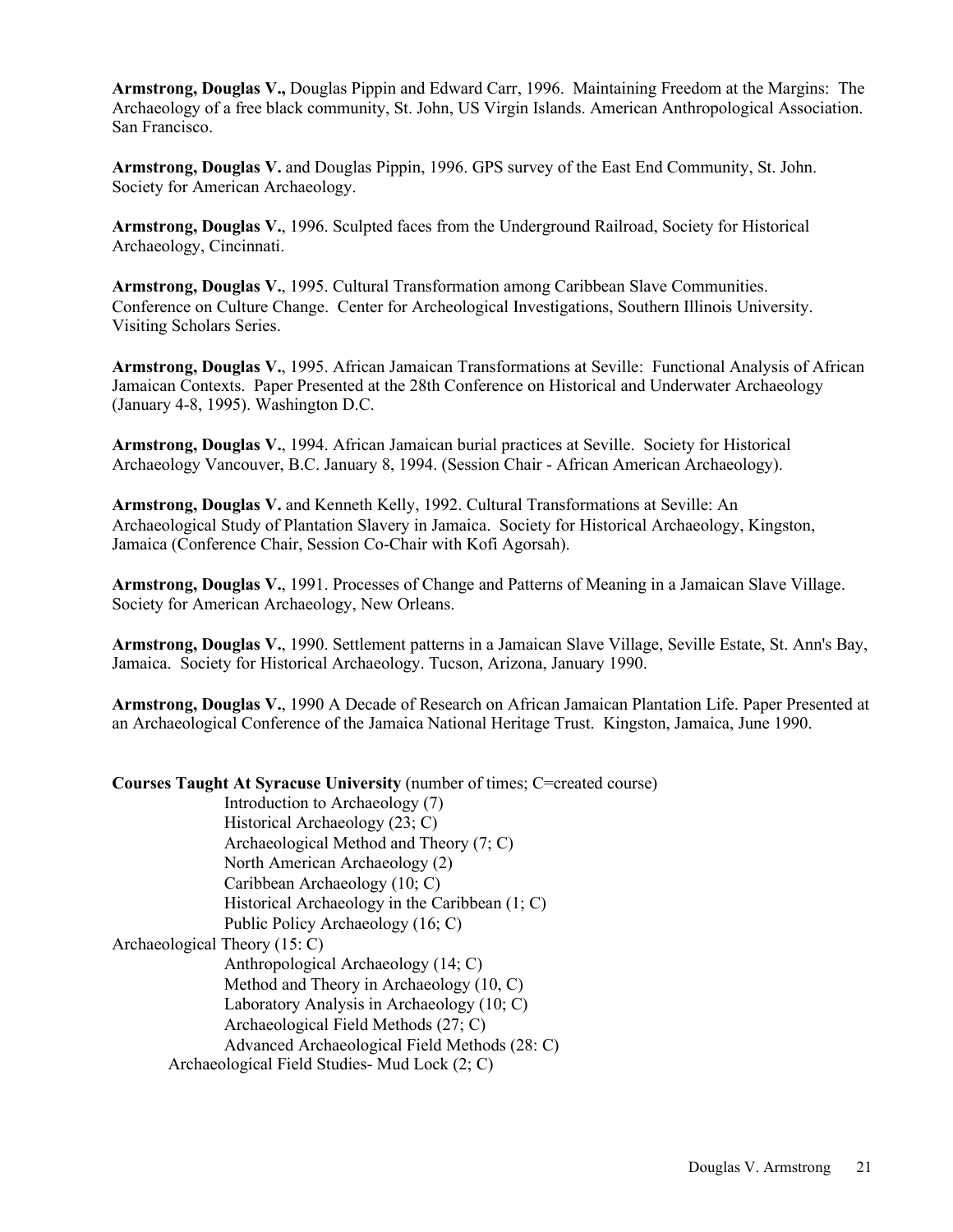**Armstrong, Douglas V.,** Douglas Pippin and Edward Carr, 1996. Maintaining Freedom at the Margins: The Archaeology of a free black community, St. John, US Virgin Islands. American Anthropological Association. San Francisco.

**Armstrong, Douglas V.** and Douglas Pippin, 1996. GPS survey of the East End Community, St. John. Society for American Archaeology.

**Armstrong, Douglas V.**, 1996. Sculpted faces from the Underground Railroad, Society for Historical Archaeology, Cincinnati.

**Armstrong, Douglas V.**, 1995. Cultural Transformation among Caribbean Slave Communities. Conference on Culture Change. Center for Archeological Investigations, Southern Illinois University. Visiting Scholars Series.

**Armstrong, Douglas V.**, 1995. African Jamaican Transformations at Seville: Functional Analysis of African Jamaican Contexts. Paper Presented at the 28th Conference on Historical and Underwater Archaeology (January 4-8, 1995). Washington D.C.

**Armstrong, Douglas V.**, 1994. African Jamaican burial practices at Seville. Society for Historical Archaeology Vancouver, B.C. January 8, 1994. (Session Chair - African American Archaeology).

**Armstrong, Douglas V.** and Kenneth Kelly, 1992. Cultural Transformations at Seville: An Archaeological Study of Plantation Slavery in Jamaica. Society for Historical Archaeology, Kingston, Jamaica (Conference Chair, Session Co-Chair with Kofi Agorsah).

**Armstrong, Douglas V.**, 1991. Processes of Change and Patterns of Meaning in a Jamaican Slave Village. Society for American Archaeology, New Orleans.

**Armstrong, Douglas V.**, 1990. Settlement patterns in a Jamaican Slave Village, Seville Estate, St. Ann's Bay, Jamaica. Society for Historical Archaeology. Tucson, Arizona, January 1990.

**Armstrong, Douglas V.**, 1990 A Decade of Research on African Jamaican Plantation Life. Paper Presented at an Archaeological Conference of the Jamaica National Heritage Trust. Kingston, Jamaica, June 1990.

**Courses Taught At Syracuse University** (number of times; C=created course)

- Introduction to Archaeology (7)
- Historical Archaeology (23; C)
- Archaeological Method and Theory (7; C)
- North American Archaeology (2)
- Caribbean Archaeology (10; C)
- Historical Archaeology in the Caribbean (1; C)
- Public Policy Archaeology (16; C)
- Archaeological Theory (15: C)
- Anthropological Archaeology (14; C)
- Method and Theory in Archaeology (10, C)
- Laboratory Analysis in Archaeology (10; C)
- Archaeological Field Methods (27; C)
- Advanced Archaeological Field Methods (28: C)
- Archaeological Field Studies- Mud Lock (2; C)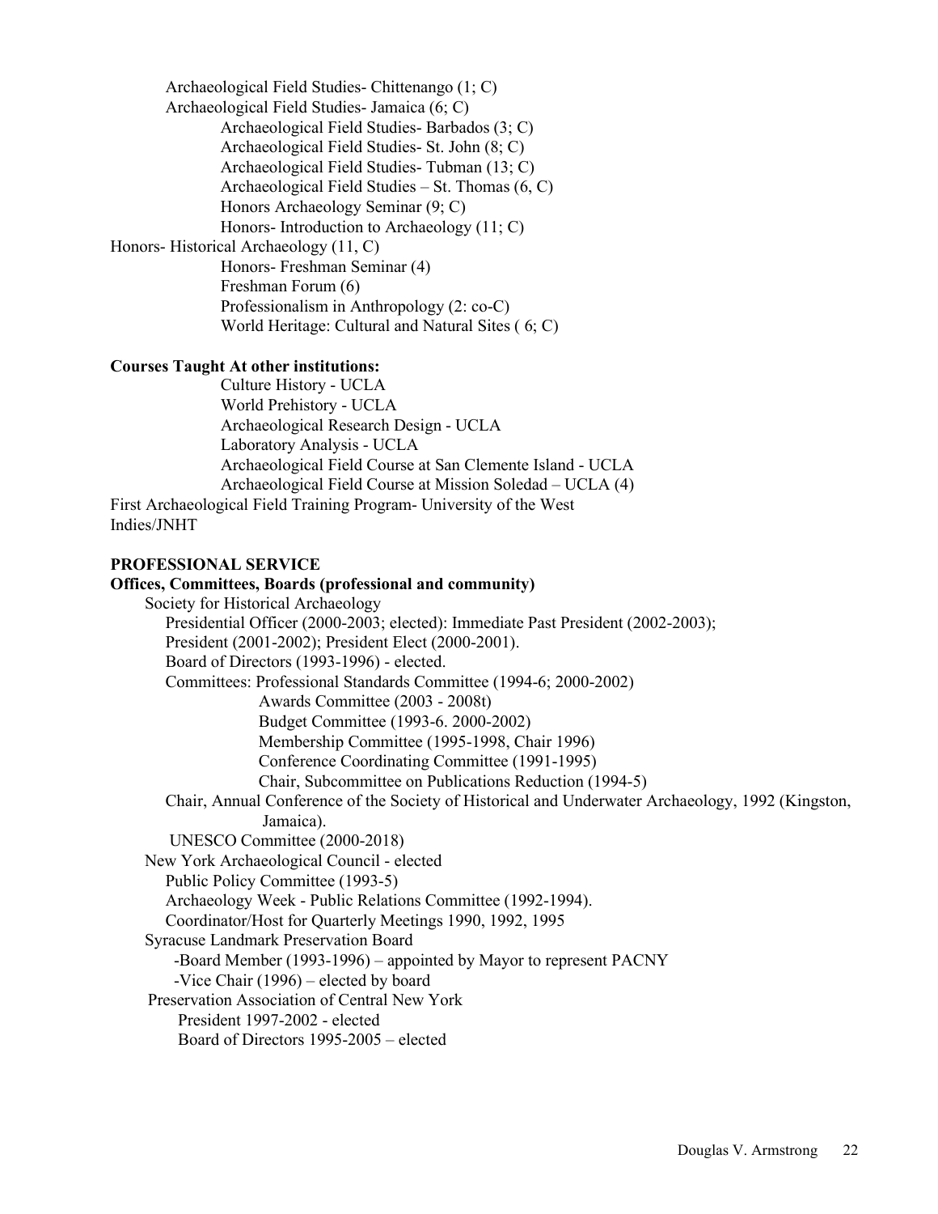Archaeological Field Studies- Chittenango (1; C)
Archaeological Field Studies- Jamaica (6; C)
Archaeological Field Studies- Barbados (3; C)
Archaeological Field Studies- St. John (8; C)
Archaeological Field Studies- Tubman (13; C)
Archaeological Field Studies – St. Thomas (6, C)
Honors Archaeology Seminar (9; C)
Honors- Introduction to Archaeology (11; C)
Honors- Historical Archaeology (11, C)
Honors- Freshman Seminar (4)
Freshman Forum (6)
Professionalism in Anthropology (2: co-C)
World Heritage: Cultural and Natural Sites ( 6; C)

**Courses Taught At other institutions:**

Culture History - UCLA
World Prehistory - UCLA
Archaeological Research Design - UCLA
Laboratory Analysis - UCLA
Archaeological Field Course at San Clemente Island - UCLA
Archaeological Field Course at Mission Soledad – UCLA (4)
First Archaeological Field Training Program- University of the West Indies/JNHT

**PROFESSIONAL SERVICE**

**Offices, Committees, Boards (professional and community)**

Society for Historical Archaeology
- Presidential Officer (2000-2003; elected): Immediate Past President (2002-2003); President (2001-2002); President Elect (2000-2001).
- Board of Directors (1993-1996) - elected.
- Committees: Professional Standards Committee (1994-6; 2000-2002)
  - Awards Committee (2003 - 2008t)
  - Budget Committee (1993-6. 2000-2002)
  - Membership Committee (1995-1998, Chair 1996)
  - Conference Coordinating Committee (1991-1995)
  - Chair, Subcommittee on Publications Reduction (1994-5)
- Chair, Annual Conference of the Society of Historical and Underwater Archaeology, 1992 (Kingston, Jamaica).
- UNESCO Committee (2000-2018)

New York Archaeological Council - elected
- Public Policy Committee (1993-5)
- Archaeology Week - Public Relations Committee (1992-1994).
- Coordinator/Host for Quarterly Meetings 1990, 1992, 1995

Syracuse Landmark Preservation Board
- -Board Member (1993-1996) – appointed by Mayor to represent PACNY
- -Vice Chair (1996) – elected by board

Preservation Association of Central New York
- President 1997-2002 - elected
- Board of Directors 1995-2005 – elected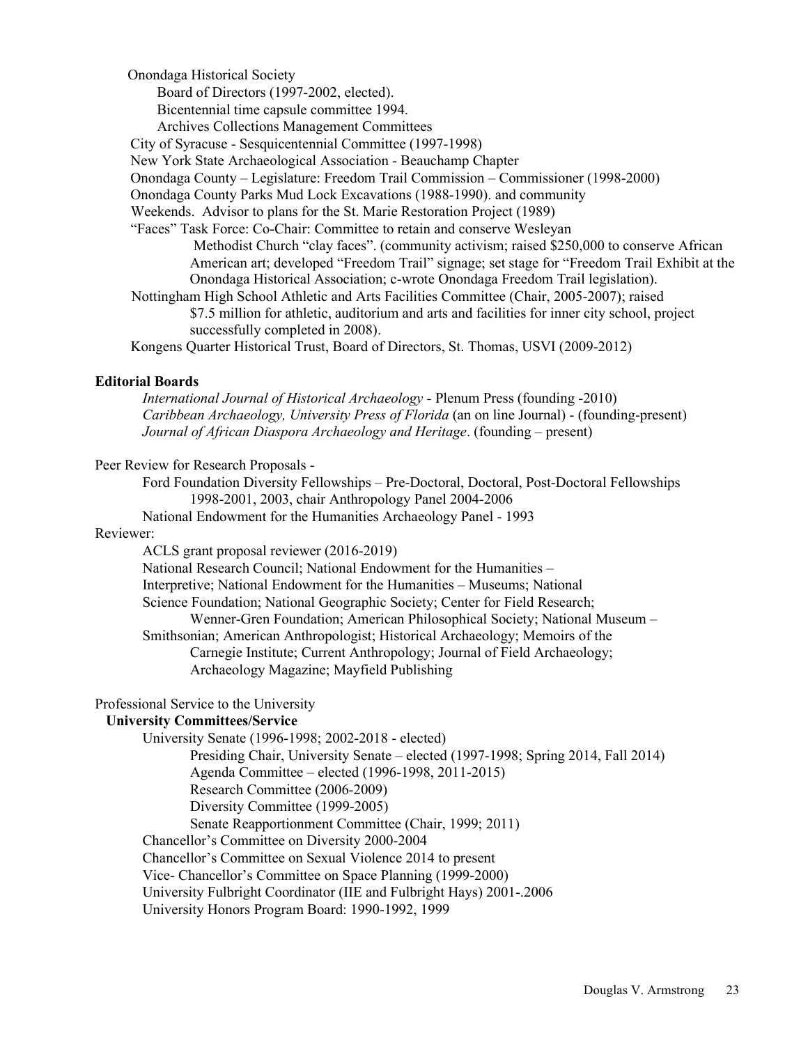Onondaga Historical Society

- Board of Directors (1997-2002, elected).
- Bicentennial time capsule committee 1994.
- Archives Collections Management Committees

City of Syracuse - Sesquicentennial Committee (1997-1998)

New York State Archaeological Association - Beauchamp Chapter

Onondaga County – Legislature: Freedom Trail Commission – Commissioner (1998-2000)

Onondaga County Parks Mud Lock Excavations (1988-1990). and community Weekends. Advisor to plans for the St. Marie Restoration Project (1989)

"Faces" Task Force: Co-Chair: Committee to retain and conserve Wesleyan Methodist Church "clay faces". (community activism; raised $250,000 to conserve African American art; developed "Freedom Trail" signage; set stage for "Freedom Trail Exhibit at the Onondaga Historical Association; c-wrote Onondaga Freedom Trail legislation).

Nottingham High School Athletic and Arts Facilities Committee (Chair, 2005-2007); raised $7.5 million for athletic, auditorium and arts and facilities for inner city school, project successfully completed in 2008).

Kongens Quarter Historical Trust, Board of Directors, St. Thomas, USVI (2009-2012)

**Editorial Boards**

*International Journal of Historical Archaeology* - Plenum Press (founding -2010)
*Caribbean Archaeology, University Press of Florida* (an on line Journal) - (founding-present)
*Journal of African Diaspora Archaeology and Heritage*. (founding – present)

Peer Review for Research Proposals -

Ford Foundation Diversity Fellowships – Pre-Doctoral, Doctoral, Post-Doctoral Fellowships 1998-2001, 2003, chair Anthropology Panel 2004-2006
National Endowment for the Humanities Archaeology Panel - 1993

Reviewer:

ACLS grant proposal reviewer (2016-2019)
National Research Council; National Endowment for the Humanities – Interpretive; National Endowment for the Humanities – Museums; National Science Foundation; National Geographic Society; Center for Field Research; Wenner-Gren Foundation; American Philosophical Society; National Museum – Smithsonian; American Anthropologist; Historical Archaeology; Memoirs of the Carnegie Institute; Current Anthropology; Journal of Field Archaeology; Archaeology Magazine; Mayfield Publishing

Professional Service to the University

**University Committees/Service**

University Senate (1996-1998; 2002-2018 - elected)

- Presiding Chair, University Senate – elected (1997-1998; Spring 2014, Fall 2014)
- Agenda Committee – elected (1996-1998, 2011-2015)
- Research Committee (2006-2009)
- Diversity Committee (1999-2005)
- Senate Reapportionment Committee (Chair, 1999; 2011)

Chancellor's Committee on Diversity 2000-2004
Chancellor's Committee on Sexual Violence 2014 to present
Vice- Chancellor's Committee on Space Planning (1999-2000)
University Fulbright Coordinator (IIE and Fulbright Hays) 2001-.2006
University Honors Program Board: 1990-1992, 1999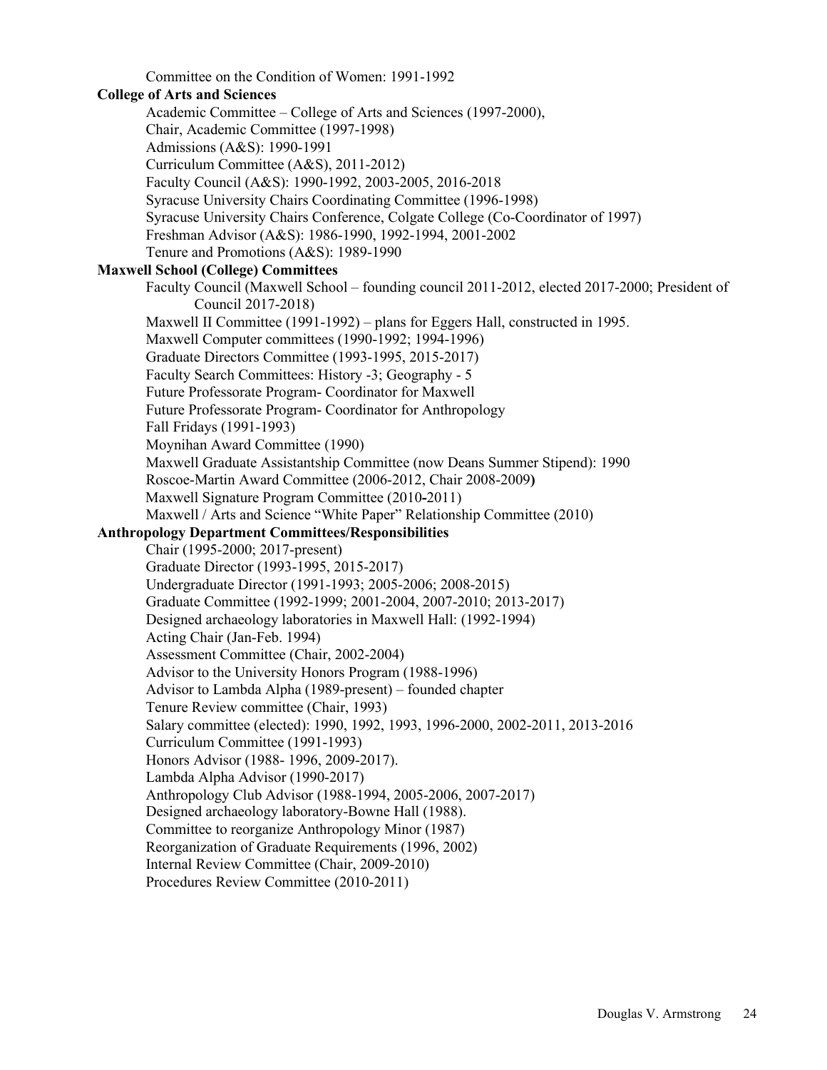Committee on the Condition of Women: 1991-1992

**College of Arts and Sciences**

- Academic Committee – College of Arts and Sciences (1997-2000),
- Chair, Academic Committee (1997-1998)
- Admissions (A&S): 1990-1991
- Curriculum Committee (A&S), 2011-2012)
- Faculty Council (A&S): 1990-1992, 2003-2005, 2016-2018
- Syracuse University Chairs Coordinating Committee (1996-1998)
- Syracuse University Chairs Conference, Colgate College (Co-Coordinator of 1997)
- Freshman Advisor (A&S): 1986-1990, 1992-1994, 2001-2002
- Tenure and Promotions (A&S): 1989-1990

**Maxwell School (College) Committees**

- Faculty Council (Maxwell School – founding council 2011-2012, elected 2017-2000; President of Council 2017-2018)
- Maxwell II Committee (1991-1992) – plans for Eggers Hall, constructed in 1995.
- Maxwell Computer committees (1990-1992; 1994-1996)
- Graduate Directors Committee (1993-1995, 2015-2017)
- Faculty Search Committees: History -3; Geography - 5
- Future Professorate Program- Coordinator for Maxwell
- Future Professorate Program- Coordinator for Anthropology
- Fall Fridays (1991-1993)
- Moynihan Award Committee (1990)
- Maxwell Graduate Assistantship Committee (now Deans Summer Stipend): 1990
- Roscoe-Martin Award Committee (2006-2012, Chair 2008-2009**)**
- Maxwell Signature Program Committee (2010**-**2011)
- Maxwell / Arts and Science "White Paper" Relationship Committee (2010)

**Anthropology Department Committees/Responsibilities**

- Chair (1995-2000; 2017-present)
- Graduate Director (1993-1995, 2015-2017)
- Undergraduate Director (1991-1993; 2005-2006; 2008-2015)
- Graduate Committee (1992-1999; 2001-2004, 2007-2010; 2013-2017)
- Designed archaeology laboratories in Maxwell Hall: (1992-1994)
- Acting Chair (Jan-Feb. 1994)
- Assessment Committee (Chair, 2002-2004)
- Advisor to the University Honors Program (1988-1996)
- Advisor to Lambda Alpha (1989-present) – founded chapter
- Tenure Review committee (Chair, 1993)
- Salary committee (elected): 1990, 1992, 1993, 1996-2000, 2002-2011, 2013-2016
- Curriculum Committee (1991-1993)
- Honors Advisor (1988- 1996, 2009-2017).
- Lambda Alpha Advisor (1990-2017)
- Anthropology Club Advisor (1988-1994, 2005-2006, 2007-2017)
- Designed archaeology laboratory-Bowne Hall (1988).
- Committee to reorganize Anthropology Minor (1987)
- Reorganization of Graduate Requirements (1996, 2002)
- Internal Review Committee (Chair, 2009-2010)
- Procedures Review Committee (2010-2011)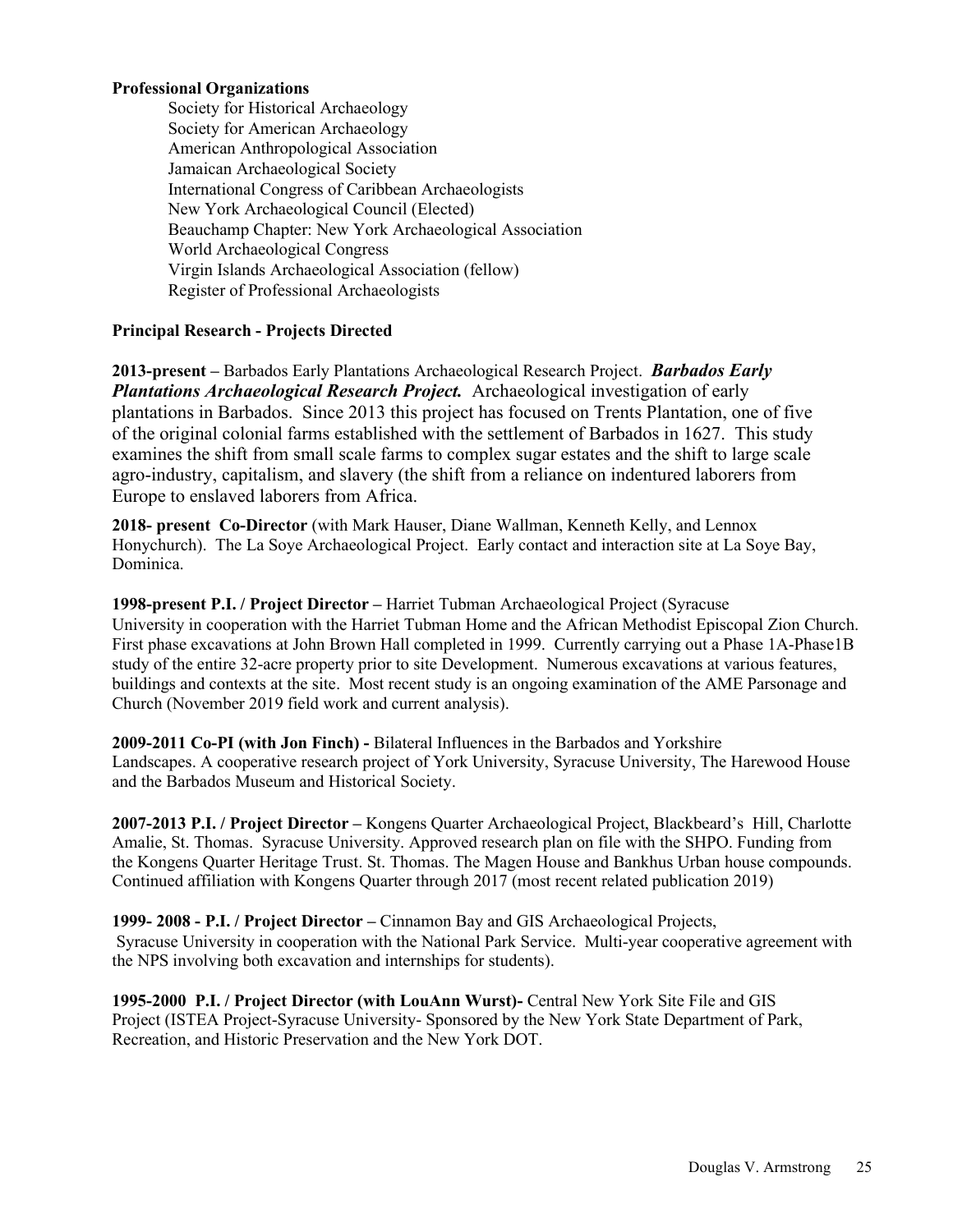**Professional Organizations**

Society for Historical Archaeology
Society for American Archaeology
American Anthropological Association
Jamaican Archaeological Society
International Congress of Caribbean Archaeologists
New York Archaeological Council (Elected)
Beauchamp Chapter: New York Archaeological Association
World Archaeological Congress
Virgin Islands Archaeological Association (fellow)
Register of Professional Archaeologists

**Principal Research - Projects Directed**

**2013-present –** Barbados Early Plantations Archaeological Research Project. ***Barbados Early Plantations Archaeological Research Project.*** Archaeological investigation of early plantations in Barbados. Since 2013 this project has focused on Trents Plantation, one of five of the original colonial farms established with the settlement of Barbados in 1627. This study examines the shift from small scale farms to complex sugar estates and the shift to large scale agro-industry, capitalism, and slavery (the shift from a reliance on indentured laborers from Europe to enslaved laborers from Africa.

**2018- present Co-Director** (with Mark Hauser, Diane Wallman, Kenneth Kelly, and Lennox Honychurch). The La Soye Archaeological Project. Early contact and interaction site at La Soye Bay, Dominica.

**1998-present P.I. / Project Director –** Harriet Tubman Archaeological Project (Syracuse University in cooperation with the Harriet Tubman Home and the African Methodist Episcopal Zion Church. First phase excavations at John Brown Hall completed in 1999. Currently carrying out a Phase 1A-Phase1B study of the entire 32-acre property prior to site Development. Numerous excavations at various features, buildings and contexts at the site. Most recent study is an ongoing examination of the AME Parsonage and Church (November 2019 field work and current analysis).

**2009-2011 Co-PI (with Jon Finch) -** Bilateral Influences in the Barbados and Yorkshire Landscapes. A cooperative research project of York University, Syracuse University, The Harewood House and the Barbados Museum and Historical Society.

**2007-2013 P.I. / Project Director –** Kongens Quarter Archaeological Project, Blackbeard's Hill, Charlotte Amalie, St. Thomas. Syracuse University. Approved research plan on file with the SHPO. Funding from the Kongens Quarter Heritage Trust. St. Thomas. The Magen House and Bankhus Urban house compounds. Continued affiliation with Kongens Quarter through 2017 (most recent related publication 2019)

**1999- 2008 - P.I. / Project Director –** Cinnamon Bay and GIS Archaeological Projects, Syracuse University in cooperation with the National Park Service. Multi-year cooperative agreement with the NPS involving both excavation and internships for students).

**1995-2000 P.I. / Project Director (with LouAnn Wurst)-** Central New York Site File and GIS Project (ISTEA Project-Syracuse University- Sponsored by the New York State Department of Park, Recreation, and Historic Preservation and the New York DOT.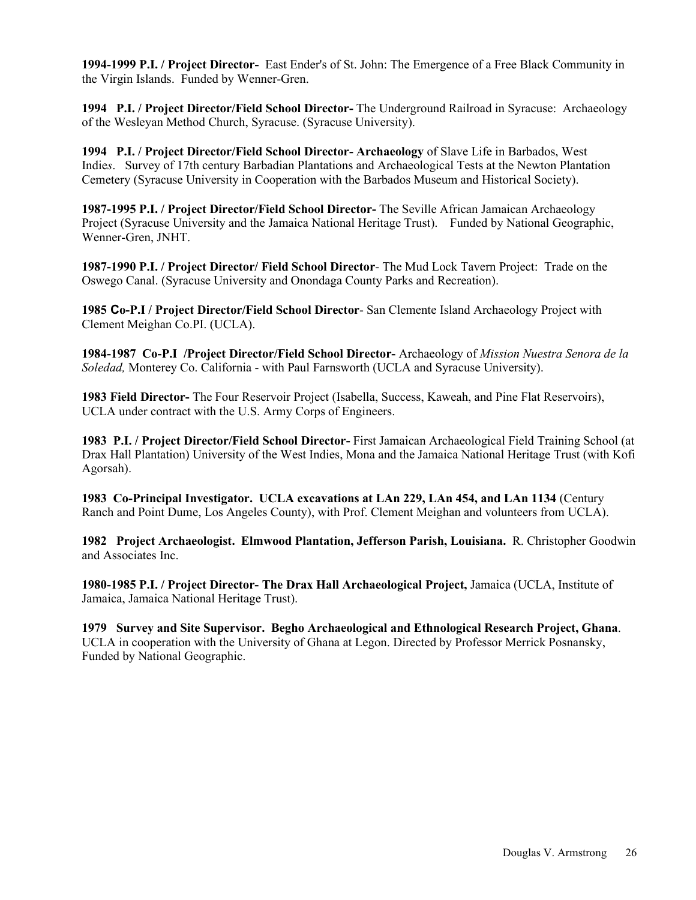**1994-1999 P.I. / Project Director-** East Ender's of St. John: The Emergence of a Free Black Community in the Virgin Islands. Funded by Wenner-Gren.

**1994 P.I. / Project Director/Field School Director-** The Underground Railroad in Syracuse: Archaeology of the Wesleyan Method Church, Syracuse. (Syracuse University).

**1994 P.I. / Project Director/Field School Director- Archaeology** of Slave Life in Barbados, West Indie*s*. Survey of 17th century Barbadian Plantations and Archaeological Tests at the Newton Plantation Cemetery (Syracuse University in Cooperation with the Barbados Museum and Historical Society).

**1987-1995 P.I. / Project Director/Field School Director-** The Seville African Jamaican Archaeology Project (Syracuse University and the Jamaica National Heritage Trust). Funded by National Geographic, Wenner-Gren, JNHT.

**1987-1990 P.I. / Project Director/ Field School Director**- The Mud Lock Tavern Project: Trade on the Oswego Canal. (Syracuse University and Onondaga County Parks and Recreation).

**1985 Co-P.I / Project Director/Field School Director**- San Clemente Island Archaeology Project with Clement Meighan Co.PI. (UCLA).

**1984-1987 Co-P.I /Project Director/Field School Director-** Archaeology of *Mission Nuestra Senora de la Soledad,* Monterey Co. California - with Paul Farnsworth (UCLA and Syracuse University).

**1983 Field Director-** The Four Reservoir Project (Isabella, Success, Kaweah, and Pine Flat Reservoirs), UCLA under contract with the U.S. Army Corps of Engineers.

**1983 P.I. / Project Director/Field School Director-** First Jamaican Archaeological Field Training School (at Drax Hall Plantation) University of the West Indies, Mona and the Jamaica National Heritage Trust (with Kofi Agorsah).

**1983 Co-Principal Investigator. UCLA excavations at LAn 229, LAn 454, and LAn 1134** (Century Ranch and Point Dume, Los Angeles County), with Prof. Clement Meighan and volunteers from UCLA).

**1982 Project Archaeologist. Elmwood Plantation, Jefferson Parish, Louisiana.** R. Christopher Goodwin and Associates Inc.

**1980-1985 P.I. / Project Director- The Drax Hall Archaeological Project,** Jamaica (UCLA, Institute of Jamaica, Jamaica National Heritage Trust).

**1979 Survey and Site Supervisor. Begho Archaeological and Ethnological Research Project, Ghana**. UCLA in cooperation with the University of Ghana at Legon. Directed by Professor Merrick Posnansky, Funded by National Geographic.